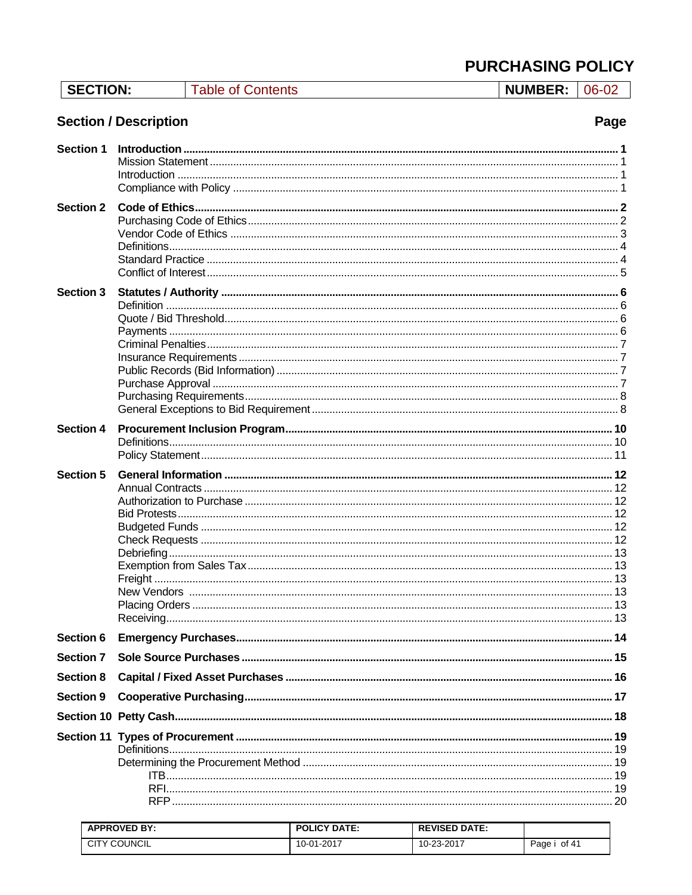# PURCHASING POLICY

| SECTION: | Table of Contents | NUMBER: | 06-02 |
|---|---|---|---|

## Section / Description

| Section | Description | Page |
|---|---|---|
| **Section 1** | **Introduction** | **1** |
| | Mission Statement | 1 |
| | Introduction | 1 |
| | Compliance with Policy | 1 |
| **Section 2** | **Code of Ethics** | **2** |
| | Purchasing Code of Ethics | 2 |
| | Vendor Code of Ethics | 3 |
| | Definitions | 4 |
| | Standard Practice | 4 |
| | Conflict of Interest | 5 |
| **Section 3** | **Statutes / Authority** | **6** |
| | Definition | 6 |
| | Quote / Bid Threshold | 6 |
| | Payments | 6 |
| | Criminal Penalties | 7 |
| | Insurance Requirements | 7 |
| | Public Records (Bid Information) | 7 |
| | Purchase Approval | 7 |
| | Purchasing Requirements | 8 |
| | General Exceptions to Bid Requirement | 8 |
| **Section 4** | **Procurement Inclusion Program** | **10** |
| | Definitions | 10 |
| | Policy Statement | 11 |
| **Section 5** | **General Information** | **12** |
| | Annual Contracts | 12 |
| | Authorization to Purchase | 12 |
| | Bid Protests | 12 |
| | Budgeted Funds | 12 |
| | Check Requests | 12 |
| | Debriefing | 13 |
| | Exemption from Sales Tax | 13 |
| | Freight | 13 |
| | New Vendors | 13 |
| | Placing Orders | 13 |
| | Receiving | 13 |
| **Section 6** | **Emergency Purchases** | **14** |
| **Section 7** | **Sole Source Purchases** | **15** |
| **Section 8** | **Capital / Fixed Asset Purchases** | **16** |
| **Section 9** | **Cooperative Purchasing** | **17** |
| **Section 10** | **Petty Cash** | **18** |
| **Section 11** | **Types of Procurement** | **19** |
| | Definitions | 19 |
| | Determining the Procurement Method | 19 |
| | ITB | 19 |
| | RFI | 19 |
| | RFP | 20 |

| APPROVED BY: | POLICY DATE: | REVISED DATE: | |
|---|---|---|---|
| CITY COUNCIL | 10-01-2017 | 10-23-2017 | Page i of 41 |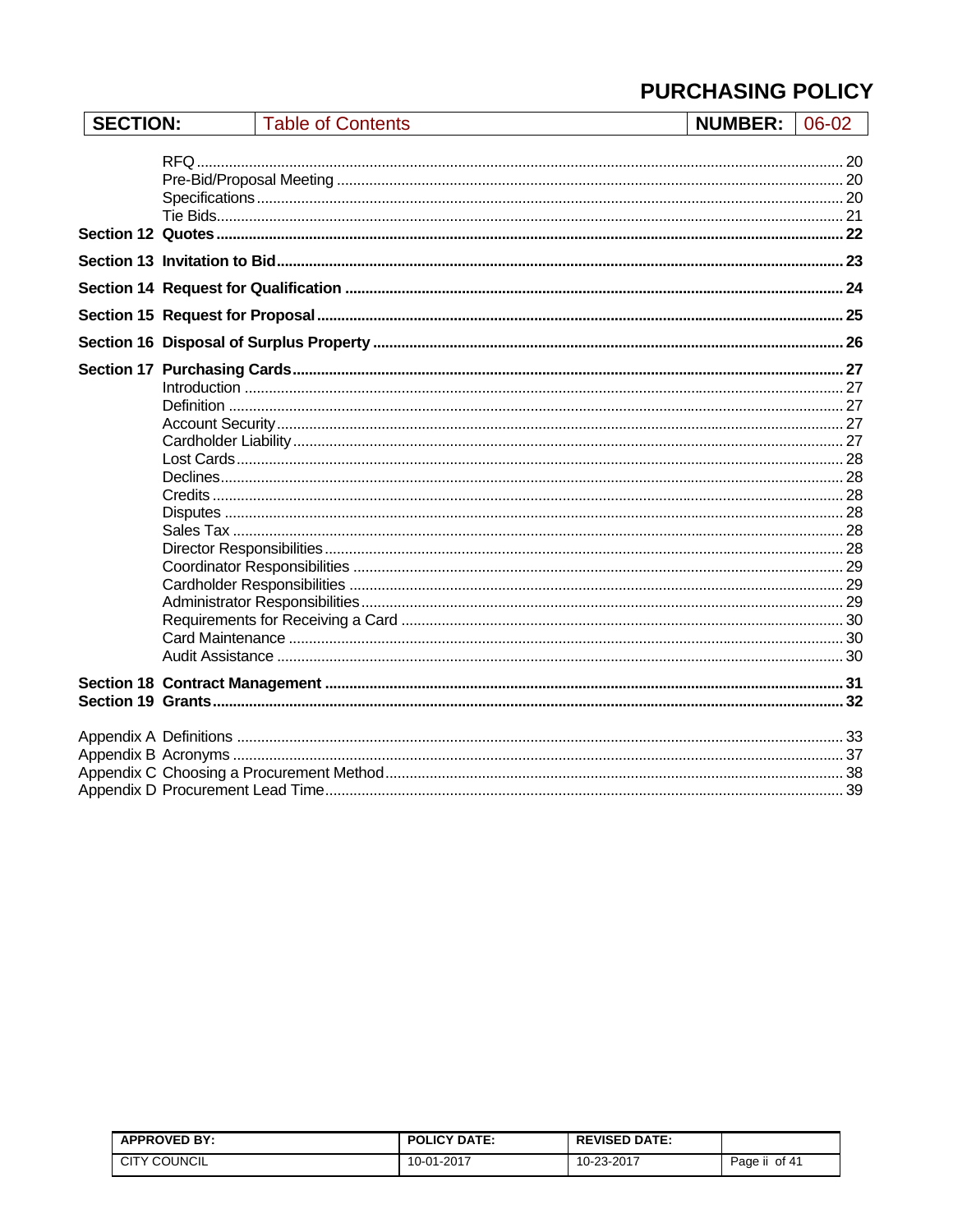# PURCHASING POLICY

| SECTION: | Table of Contents | NUMBER: | 06-02 |
|---|---|---|---|

- RFQ ........ 20
- Pre-Bid/Proposal Meeting ........ 20
- Specifications ........ 20
- Tie Bids ........ 21

**Section 12 Quotes ........ 22**

**Section 13 Invitation to Bid ........ 23**

**Section 14 Request for Qualification ........ 24**

**Section 15 Request for Proposal ........ 25**

**Section 16 Disposal of Surplus Property ........ 26**

**Section 17 Purchasing Cards ........ 27**

- Introduction ........ 27
- Definition ........ 27
- Account Security ........ 27
- Cardholder Liability ........ 27
- Lost Cards ........ 28
- Declines ........ 28
- Credits ........ 28
- Disputes ........ 28
- Sales Tax ........ 28
- Director Responsibilities ........ 28
- Coordinator Responsibilities ........ 29
- Cardholder Responsibilities ........ 29
- Administrator Responsibilities ........ 29
- Requirements for Receiving a Card ........ 30
- Card Maintenance ........ 30
- Audit Assistance ........ 30

**Section 18 Contract Management ........ 31**

**Section 19 Grants ........ 32**

Appendix A Definitions ........ 33

Appendix B Acronyms ........ 37

Appendix C Choosing a Procurement Method ........ 38

Appendix D Procurement Lead Time ........ 39

| APPROVED BY: | POLICY DATE: | REVISED DATE: | |
|---|---|---|---|
| CITY COUNCIL | 10-01-2017 | 10-23-2017 | Page ii of 41 |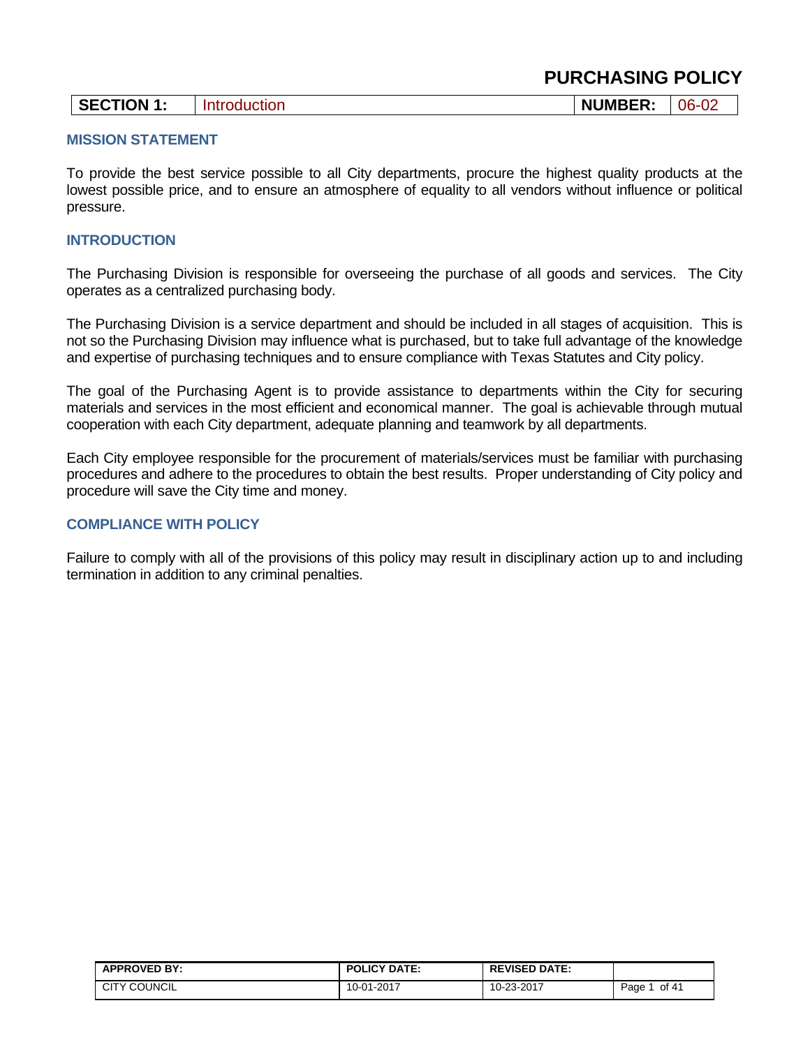# PURCHASING POLICY

| SECTION 1: | Introduction | NUMBER: | 06-02 |
|---|---|---|---|

## MISSION STATEMENT

To provide the best service possible to all City departments, procure the highest quality products at the lowest possible price, and to ensure an atmosphere of equality to all vendors without influence or political pressure.

## INTRODUCTION

The Purchasing Division is responsible for overseeing the purchase of all goods and services. The City operates as a centralized purchasing body.

The Purchasing Division is a service department and should be included in all stages of acquisition. This is not so the Purchasing Division may influence what is purchased, but to take full advantage of the knowledge and expertise of purchasing techniques and to ensure compliance with Texas Statutes and City policy.

The goal of the Purchasing Agent is to provide assistance to departments within the City for securing materials and services in the most efficient and economical manner. The goal is achievable through mutual cooperation with each City department, adequate planning and teamwork by all departments.

Each City employee responsible for the procurement of materials/services must be familiar with purchasing procedures and adhere to the procedures to obtain the best results. Proper understanding of City policy and procedure will save the City time and money.

## COMPLIANCE WITH POLICY

Failure to comply with all of the provisions of this policy may result in disciplinary action up to and including termination in addition to any criminal penalties.

| APPROVED BY: | POLICY DATE: | REVISED DATE: | |
|---|---|---|---|
| CITY COUNCIL | 10-01-2017 | 10-23-2017 | |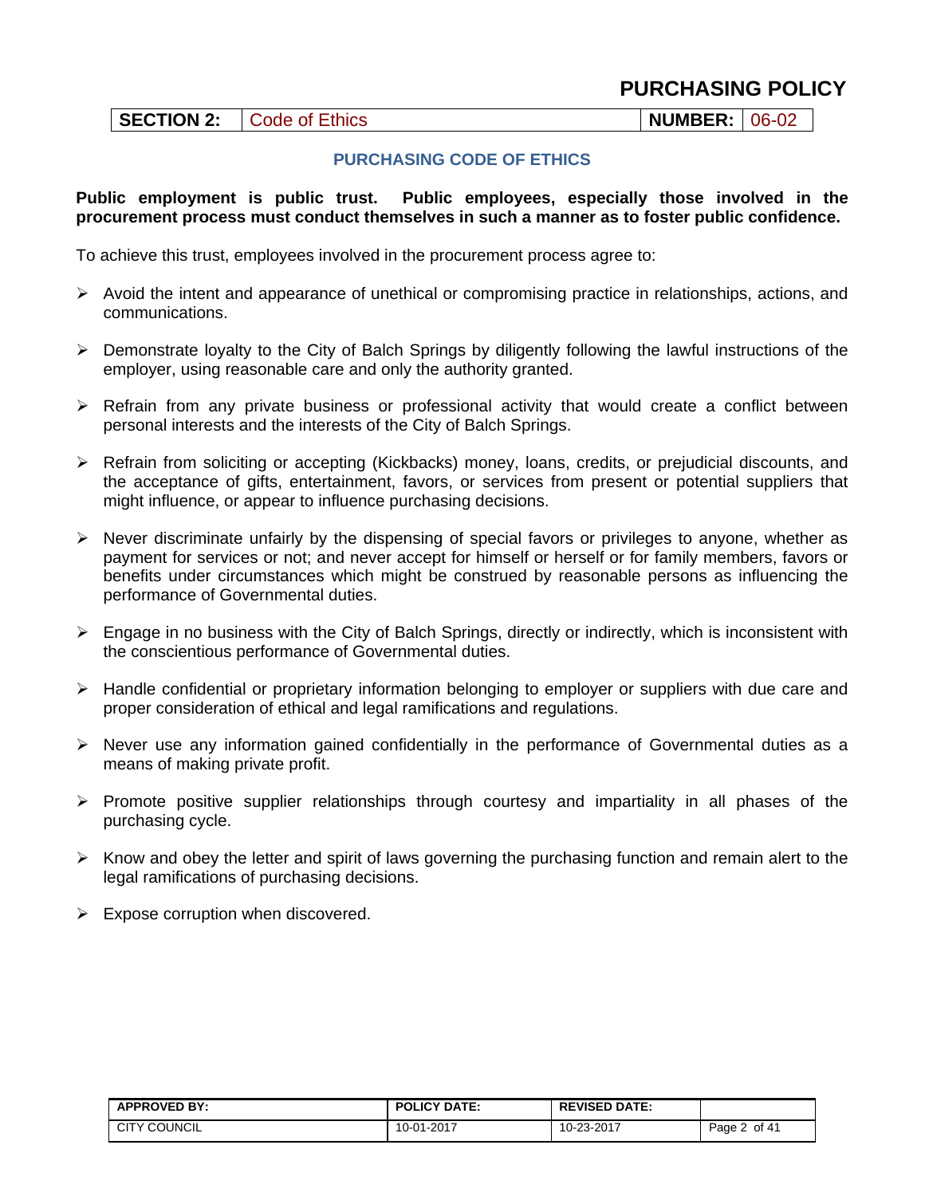# PURCHASING POLICY

| SECTION 2: | Code of Ethics | NUMBER: | 06-02 |
|---|---|---|---|

## PURCHASING CODE OF ETHICS

**Public employment is public trust. Public employees, especially those involved in the procurement process must conduct themselves in such a manner as to foster public confidence.**

To achieve this trust, employees involved in the procurement process agree to:

- Avoid the intent and appearance of unethical or compromising practice in relationships, actions, and communications.
- Demonstrate loyalty to the City of Balch Springs by diligently following the lawful instructions of the employer, using reasonable care and only the authority granted.
- Refrain from any private business or professional activity that would create a conflict between personal interests and the interests of the City of Balch Springs.
- Refrain from soliciting or accepting (Kickbacks) money, loans, credits, or prejudicial discounts, and the acceptance of gifts, entertainment, favors, or services from present or potential suppliers that might influence, or appear to influence purchasing decisions.
- Never discriminate unfairly by the dispensing of special favors or privileges to anyone, whether as payment for services or not; and never accept for himself or herself or for family members, favors or benefits under circumstances which might be construed by reasonable persons as influencing the performance of Governmental duties.
- Engage in no business with the City of Balch Springs, directly or indirectly, which is inconsistent with the conscientious performance of Governmental duties.
- Handle confidential or proprietary information belonging to employer or suppliers with due care and proper consideration of ethical and legal ramifications and regulations.
- Never use any information gained confidentially in the performance of Governmental duties as a means of making private profit.
- Promote positive supplier relationships through courtesy and impartiality in all phases of the purchasing cycle.
- Know and obey the letter and spirit of laws governing the purchasing function and remain alert to the legal ramifications of purchasing decisions.
- Expose corruption when discovered.

| APPROVED BY: | POLICY DATE: | REVISED DATE: | |
|---|---|---|---|
| CITY COUNCIL | 10-01-2017 | 10-23-2017 | |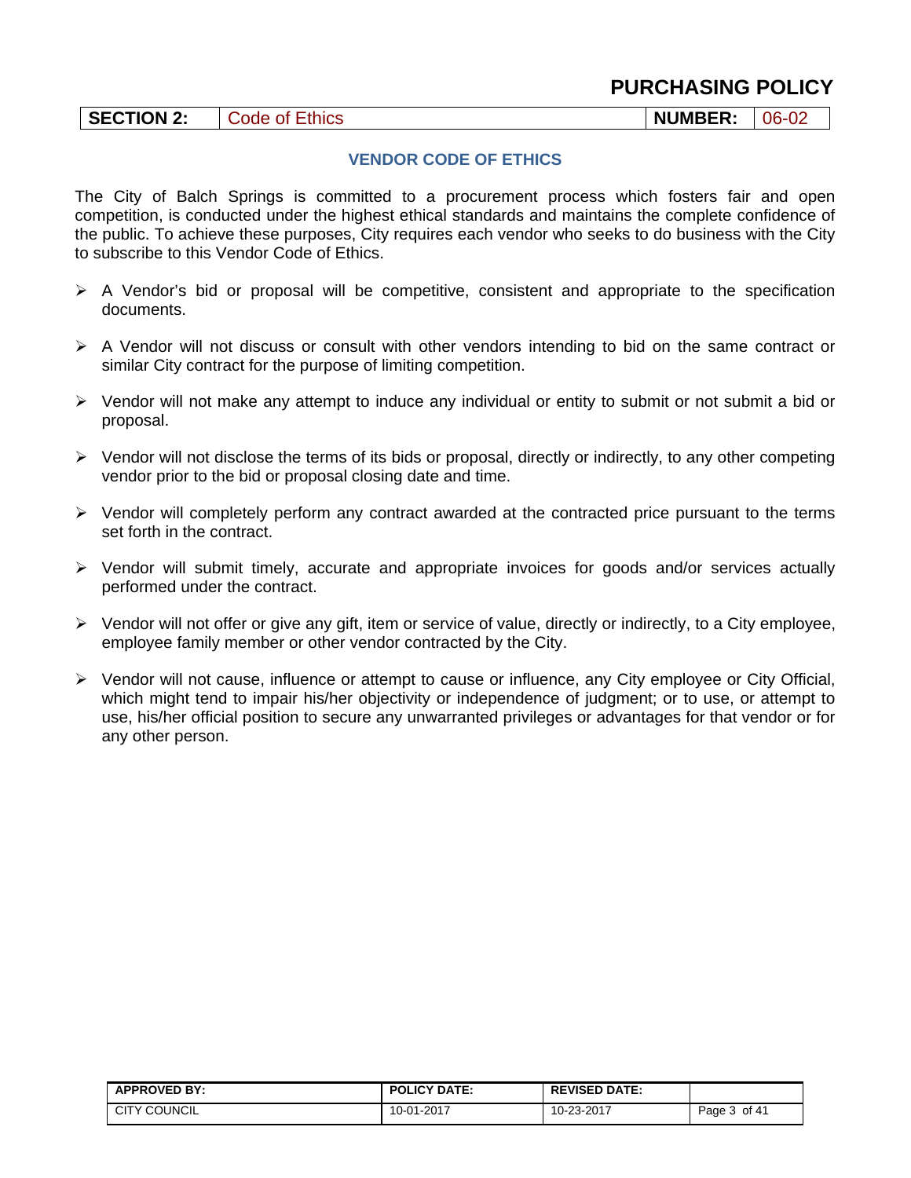# PURCHASING POLICY

| SECTION 2: | Code of Ethics | NUMBER: | 06-02 |
|---|---|---|---|

## VENDOR CODE OF ETHICS

The City of Balch Springs is committed to a procurement process which fosters fair and open competition, is conducted under the highest ethical standards and maintains the complete confidence of the public. To achieve these purposes, City requires each vendor who seeks to do business with the City to subscribe to this Vendor Code of Ethics.

- A Vendor's bid or proposal will be competitive, consistent and appropriate to the specification documents.
- A Vendor will not discuss or consult with other vendors intending to bid on the same contract or similar City contract for the purpose of limiting competition.
- Vendor will not make any attempt to induce any individual or entity to submit or not submit a bid or proposal.
- Vendor will not disclose the terms of its bids or proposal, directly or indirectly, to any other competing vendor prior to the bid or proposal closing date and time.
- Vendor will completely perform any contract awarded at the contracted price pursuant to the terms set forth in the contract.
- Vendor will submit timely, accurate and appropriate invoices for goods and/or services actually performed under the contract.
- Vendor will not offer or give any gift, item or service of value, directly or indirectly, to a City employee, employee family member or other vendor contracted by the City.
- Vendor will not cause, influence or attempt to cause or influence, any City employee or City Official, which might tend to impair his/her objectivity or independence of judgment; or to use, or attempt to use, his/her official position to secure any unwarranted privileges or advantages for that vendor or for any other person.

| APPROVED BY: | POLICY DATE: | REVISED DATE: |
|---|---|---|
| CITY COUNCIL | 10-01-2017 | 10-23-2017 |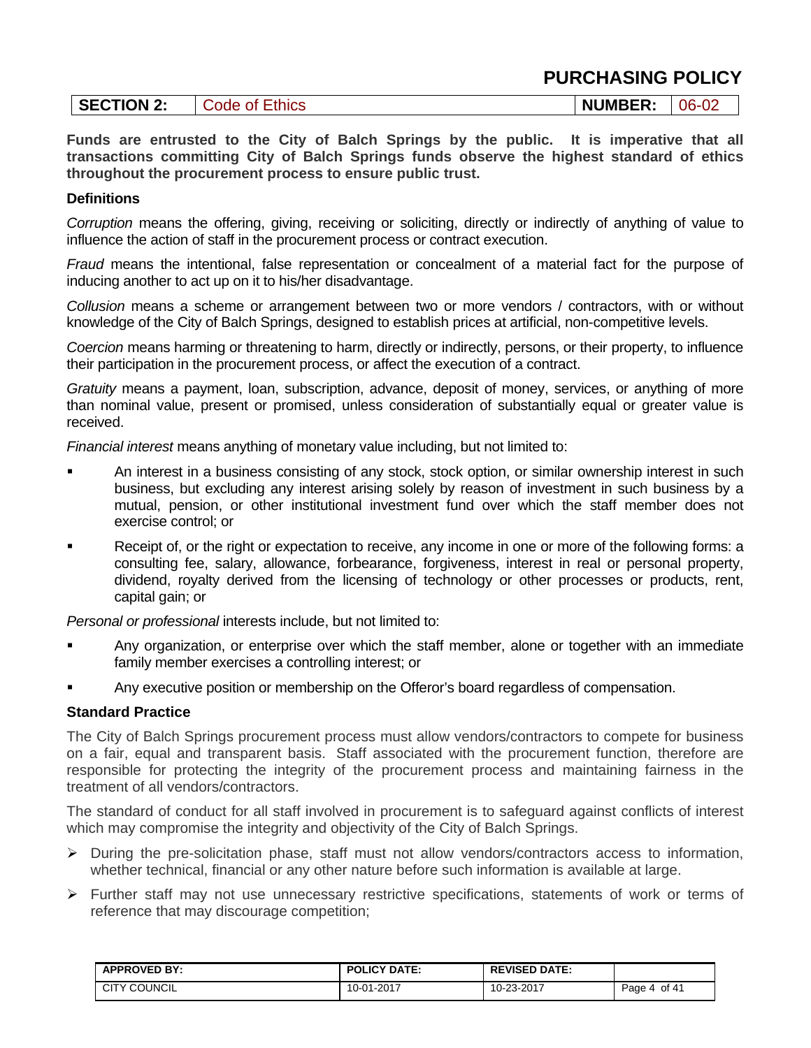# PURCHASING POLICY

| SECTION 2: | Code of Ethics | NUMBER: | 06-02 |
|---|---|---|---|

**Funds are entrusted to the City of Balch Springs by the public. It is imperative that all transactions committing City of Balch Springs funds observe the highest standard of ethics throughout the procurement process to ensure public trust.**

**Definitions**

*Corruption* means the offering, giving, receiving or soliciting, directly or indirectly of anything of value to influence the action of staff in the procurement process or contract execution.

*Fraud* means the intentional, false representation or concealment of a material fact for the purpose of inducing another to act up on it to his/her disadvantage.

*Collusion* means a scheme or arrangement between two or more vendors / contractors, with or without knowledge of the City of Balch Springs, designed to establish prices at artificial, non-competitive levels.

*Coercion* means harming or threatening to harm, directly or indirectly, persons, or their property, to influence their participation in the procurement process, or affect the execution of a contract.

*Gratuity* means a payment, loan, subscription, advance, deposit of money, services, or anything of more than nominal value, present or promised, unless consideration of substantially equal or greater value is received.

*Financial interest* means anything of monetary value including, but not limited to:

- An interest in a business consisting of any stock, stock option, or similar ownership interest in such business, but excluding any interest arising solely by reason of investment in such business by a mutual, pension, or other institutional investment fund over which the staff member does not exercise control; or
- Receipt of, or the right or expectation to receive, any income in one or more of the following forms: a consulting fee, salary, allowance, forbearance, forgiveness, interest in real or personal property, dividend, royalty derived from the licensing of technology or other processes or products, rent, capital gain; or

*Personal or professional* interests include, but not limited to:

- Any organization, or enterprise over which the staff member, alone or together with an immediate family member exercises a controlling interest; or
- Any executive position or membership on the Offeror's board regardless of compensation.

**Standard Practice**

The City of Balch Springs procurement process must allow vendors/contractors to compete for business on a fair, equal and transparent basis. Staff associated with the procurement function, therefore are responsible for protecting the integrity of the procurement process and maintaining fairness in the treatment of all vendors/contractors.

The standard of conduct for all staff involved in procurement is to safeguard against conflicts of interest which may compromise the integrity and objectivity of the City of Balch Springs.

- During the pre-solicitation phase, staff must not allow vendors/contractors access to information, whether technical, financial or any other nature before such information is available at large.
- Further staff may not use unnecessary restrictive specifications, statements of work or terms of reference that may discourage competition;

| APPROVED BY: | POLICY DATE: | REVISED DATE: | |
|---|---|---|---|
| CITY COUNCIL | 10-01-2017 | 10-23-2017 | Page 4 of 41 |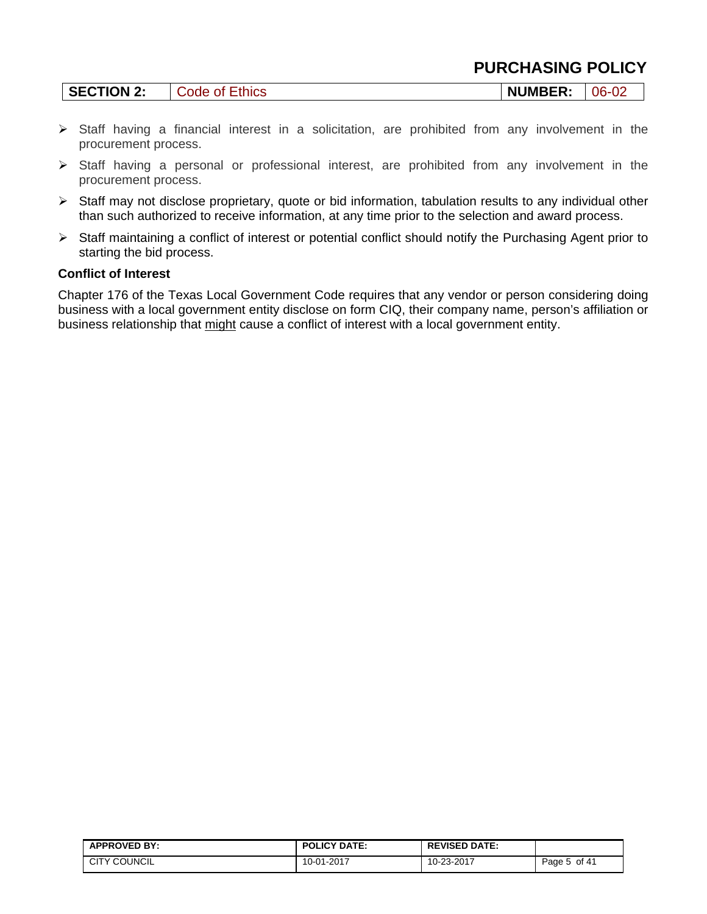- Staff having a financial interest in a solicitation, are prohibited from any involvement in the procurement process.
- Staff having a personal or professional interest, are prohibited from any involvement in the procurement process.
- Staff may not disclose proprietary, quote or bid information, tabulation results to any individual other than such authorized to receive information, at any time prior to the selection and award process.
- Staff maintaining a conflict of interest or potential conflict should notify the Purchasing Agent prior to starting the bid process.

**Conflict of Interest**

Chapter 176 of the Texas Local Government Code requires that any vendor or person considering doing business with a local government entity disclose on form CIQ, their company name, person's affiliation or business relationship that might cause a conflict of interest with a local government entity.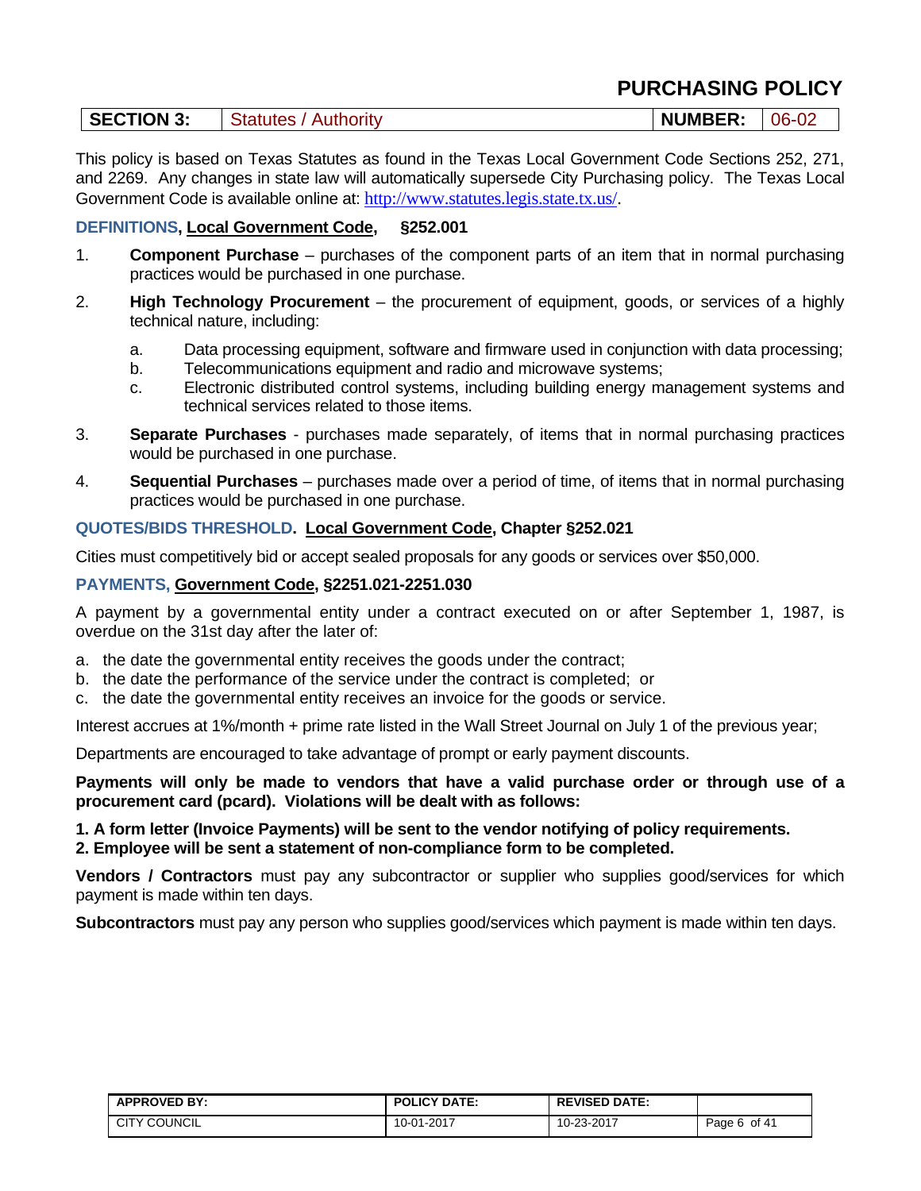# PURCHASING POLICY

| SECTION 3: | Statutes / Authority | NUMBER: | 06-02 |
|---|---|---|---|

This policy is based on Texas Statutes as found in the Texas Local Government Code Sections 252, 271, and 2269. Any changes in state law will automatically supersede City Purchasing policy. The Texas Local Government Code is available online at: http://www.statutes.legis.state.tx.us/.

### DEFINITIONS, Local Government Code, §252.001

1. **Component Purchase** – purchases of the component parts of an item that in normal purchasing practices would be purchased in one purchase.
2. **High Technology Procurement** – the procurement of equipment, goods, or services of a highly technical nature, including:
   a. Data processing equipment, software and firmware used in conjunction with data processing;
   b. Telecommunications equipment and radio and microwave systems;
   c. Electronic distributed control systems, including building energy management systems and technical services related to those items.
3. **Separate Purchases** - purchases made separately, of items that in normal purchasing practices would be purchased in one purchase.
4. **Sequential Purchases** – purchases made over a period of time, of items that in normal purchasing practices would be purchased in one purchase.

### QUOTES/BIDS THRESHOLD. Local Government Code, Chapter §252.021

Cities must competitively bid or accept sealed proposals for any goods or services over $50,000.

### PAYMENTS, Government Code, §2251.021-2251.030

A payment by a governmental entity under a contract executed on or after September 1, 1987, is overdue on the 31st day after the later of:

a. the date the governmental entity receives the goods under the contract;
b. the date the performance of the service under the contract is completed; or
c. the date the governmental entity receives an invoice for the goods or service.

Interest accrues at 1%/month + prime rate listed in the Wall Street Journal on July 1 of the previous year;

Departments are encouraged to take advantage of prompt or early payment discounts.

**Payments will only be made to vendors that have a valid purchase order or through use of a procurement card (pcard). Violations will be dealt with as follows:**

**1. A form letter (Invoice Payments) will be sent to the vendor notifying of policy requirements.**
**2. Employee will be sent a statement of non-compliance form to be completed.**

**Vendors / Contractors** must pay any subcontractor or supplier who supplies good/services for which payment is made within ten days.

**Subcontractors** must pay any person who supplies good/services which payment is made within ten days.

| APPROVED BY: | POLICY DATE: | REVISED DATE: |
|---|---|---|
| CITY COUNCIL | 10-01-2017 | 10-23-2017 |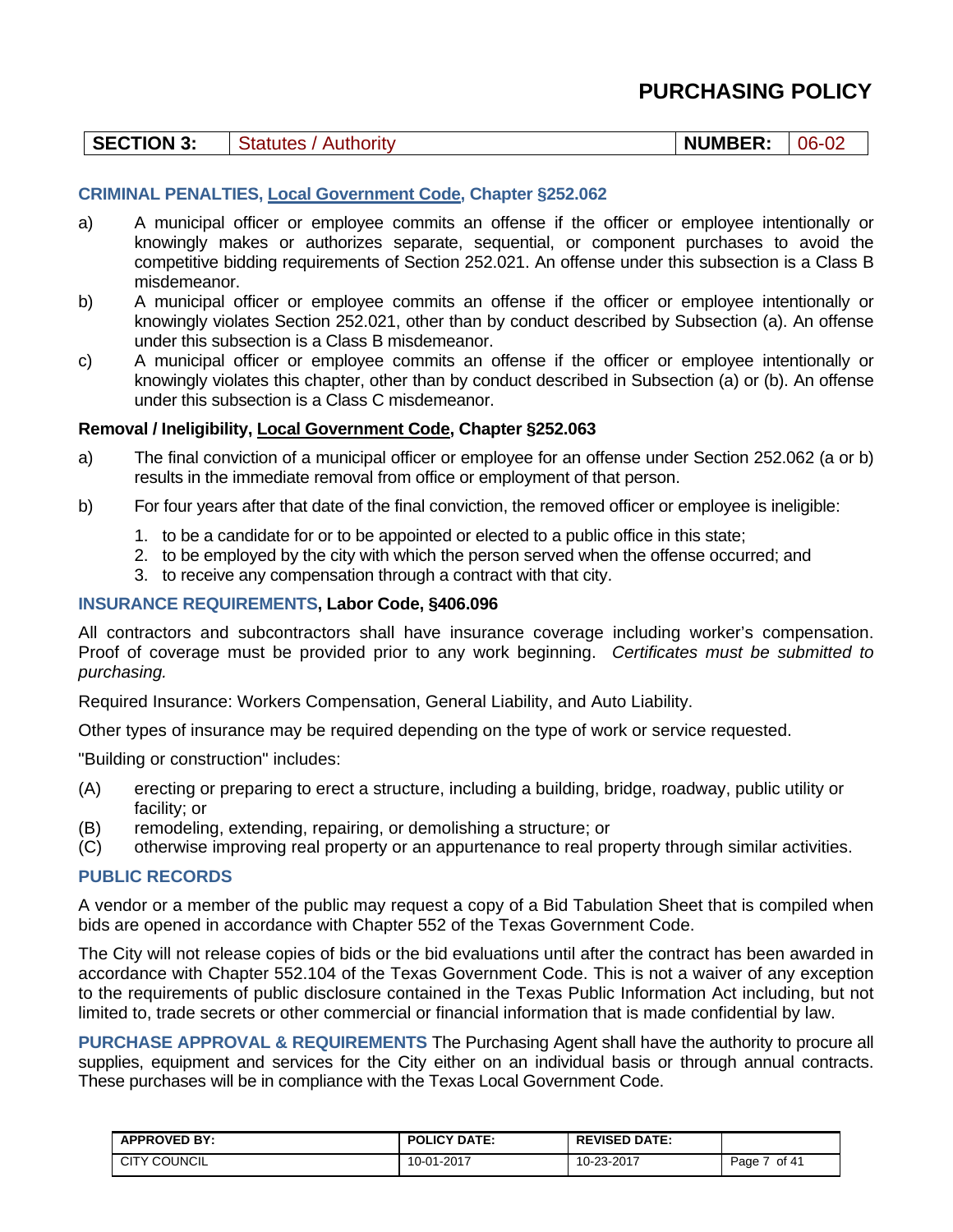# PURCHASING POLICY

| SECTION 3: | Statutes / Authority | NUMBER: | 06-02 |
|---|---|---|---|

### CRIMINAL PENALTIES, Local Government Code, Chapter §252.062

a) A municipal officer or employee commits an offense if the officer or employee intentionally or knowingly makes or authorizes separate, sequential, or component purchases to avoid the competitive bidding requirements of Section 252.021. An offense under this subsection is a Class B misdemeanor.

b) A municipal officer or employee commits an offense if the officer or employee intentionally or knowingly violates Section 252.021, other than by conduct described by Subsection (a). An offense under this subsection is a Class B misdemeanor.

c) A municipal officer or employee commits an offense if the officer or employee intentionally or knowingly violates this chapter, other than by conduct described in Subsection (a) or (b). An offense under this subsection is a Class C misdemeanor.

**Removal / Ineligibility, Local Government Code, Chapter §252.063**

a) The final conviction of a municipal officer or employee for an offense under Section 252.062 (a or b) results in the immediate removal from office or employment of that person.

b) For four years after that date of the final conviction, the removed officer or employee is ineligible:

1. to be a candidate for or to be appointed or elected to a public office in this state;
2. to be employed by the city with which the person served when the offense occurred; and
3. to receive any compensation through a contract with that city.

### INSURANCE REQUIREMENTS, Labor Code, §406.096

All contractors and subcontractors shall have insurance coverage including worker's compensation. Proof of coverage must be provided prior to any work beginning. *Certificates must be submitted to purchasing.*

Required Insurance: Workers Compensation, General Liability, and Auto Liability.

Other types of insurance may be required depending on the type of work or service requested.

"Building or construction" includes:

(A) erecting or preparing to erect a structure, including a building, bridge, roadway, public utility or facility; or
(B) remodeling, extending, repairing, or demolishing a structure; or
(C) otherwise improving real property or an appurtenance to real property through similar activities.

### PUBLIC RECORDS

A vendor or a member of the public may request a copy of a Bid Tabulation Sheet that is compiled when bids are opened in accordance with Chapter 552 of the Texas Government Code.

The City will not release copies of bids or the bid evaluations until after the contract has been awarded in accordance with Chapter 552.104 of the Texas Government Code. This is not a waiver of any exception to the requirements of public disclosure contained in the Texas Public Information Act including, but not limited to, trade secrets or other commercial or financial information that is made confidential by law.

**PURCHASE APPROVAL & REQUIREMENTS** The Purchasing Agent shall have the authority to procure all supplies, equipment and services for the City either on an individual basis or through annual contracts. These purchases will be in compliance with the Texas Local Government Code.

| APPROVED BY: | POLICY DATE: | REVISED DATE: | |
|---|---|---|---|
| CITY COUNCIL | 10-01-2017 | 10-23-2017 | Page 7 of 41 |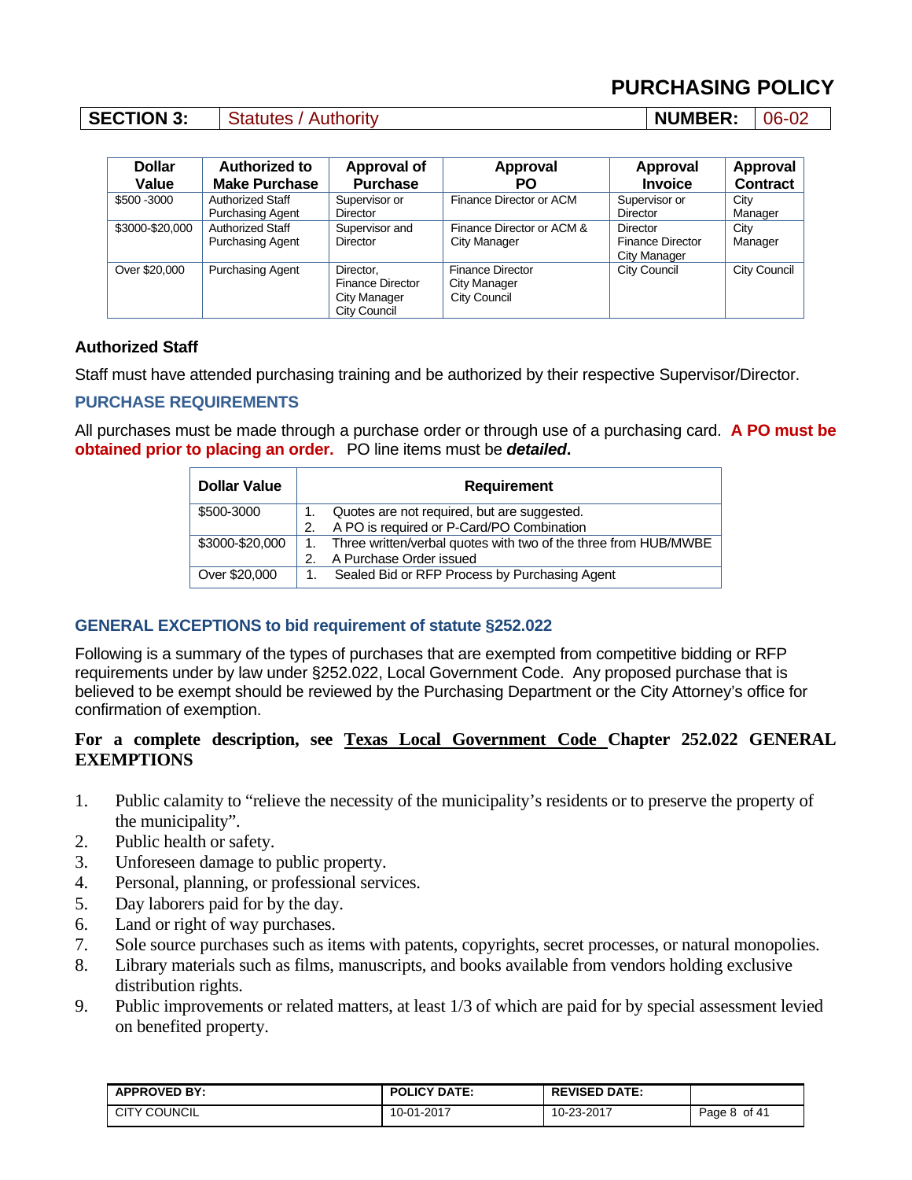# PURCHASING POLICY

| SECTION 3: | Statutes / Authority | NUMBER: | 06-02 |
|---|---|---|---|

| Dollar Value | Authorized to Make Purchase | Approval of Purchase | Approval PO | Approval Invoice | Approval Contract |
|---|---|---|---|---|---|
| $500 -3000 | Authorized Staff Purchasing Agent | Supervisor or Director | Finance Director or ACM | Supervisor or Director | City Manager |
| $3000-$20,000 | Authorized Staff Purchasing Agent | Supervisor and Director | Finance Director or ACM & City Manager | Director Finance Director City Manager | City Manager |
| Over $20,000 | Purchasing Agent | Director, Finance Director City Manager City Council | Finance Director City Manager City Council | City Council | City Council |

### Authorized Staff

Staff must have attended purchasing training and be authorized by their respective Supervisor/Director.

### PURCHASE REQUIREMENTS

All purchases must be made through a purchase order or through use of a purchasing card. **A PO must be obtained prior to placing an order.** PO line items must be ***detailed*****.**

| Dollar Value | Requirement |
|---|---|
| $500-3000 | 1. Quotes are not required, but are suggested.<br>2. A PO is required or P-Card/PO Combination |
| $3000-$20,000 | 1. Three written/verbal quotes with two of the three from HUB/MWBE<br>2. A Purchase Order issued |
| Over $20,000 | 1. Sealed Bid or RFP Process by Purchasing Agent |

### GENERAL EXCEPTIONS to bid requirement of statute §252.022

Following is a summary of the types of purchases that are exempted from competitive bidding or RFP requirements under by law under §252.022, Local Government Code. Any proposed purchase that is believed to be exempt should be reviewed by the Purchasing Department or the City Attorney's office for confirmation of exemption.

**For a complete description, see Texas Local Government Code Chapter 252.022 GENERAL EXEMPTIONS**

1. Public calamity to "relieve the necessity of the municipality's residents or to preserve the property of the municipality".
2. Public health or safety.
3. Unforeseen damage to public property.
4. Personal, planning, or professional services.
5. Day laborers paid for by the day.
6. Land or right of way purchases.
7. Sole source purchases such as items with patents, copyrights, secret processes, or natural monopolies.
8. Library materials such as films, manuscripts, and books available from vendors holding exclusive distribution rights.
9. Public improvements or related matters, at least 1/3 of which are paid for by special assessment levied on benefited property.

| APPROVED BY: | POLICY DATE: | REVISED DATE: |
|---|---|---|
| CITY COUNCIL | 10-01-2017 | 10-23-2017 |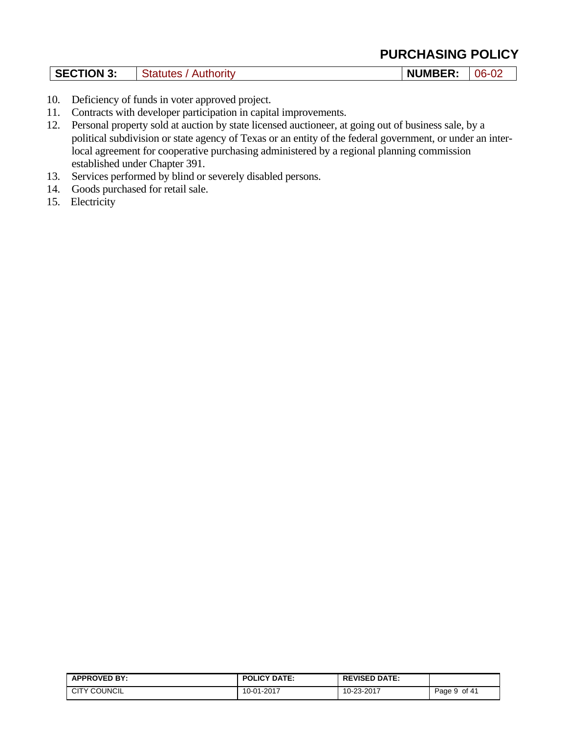10. Deficiency of funds in voter approved project.
11. Contracts with developer participation in capital improvements.
12. Personal property sold at auction by state licensed auctioneer, at going out of business sale, by a political subdivision or state agency of Texas or an entity of the federal government, or under an inter-local agreement for cooperative purchasing administered by a regional planning commission established under Chapter 391.
13. Services performed by blind or severely disabled persons.
14. Goods purchased for retail sale.
15. Electricity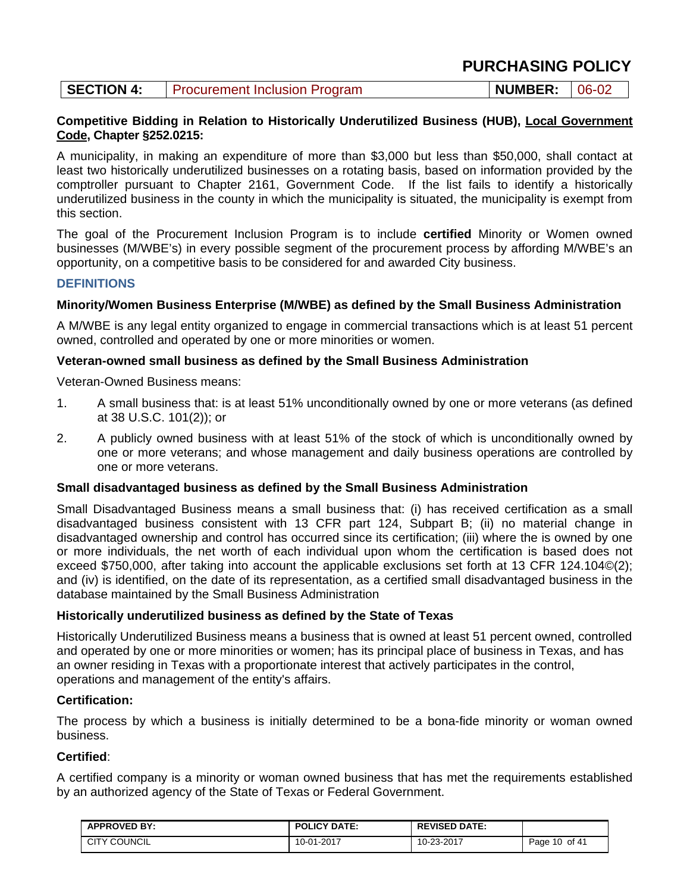**SECTION 4:** Procurement Inclusion Program **NUMBER:** 06-02

**Competitive Bidding in Relation to Historically Underutilized Business (HUB), Local Government Code, Chapter §252.0215:**

A municipality, in making an expenditure of more than $3,000 but less than $50,000, shall contact at least two historically underutilized businesses on a rotating basis, based on information provided by the comptroller pursuant to Chapter 2161, Government Code. If the list fails to identify a historically underutilized business in the county in which the municipality is situated, the municipality is exempt from this section.

The goal of the Procurement Inclusion Program is to include **certified** Minority or Women owned businesses (M/WBE's) in every possible segment of the procurement process by affording M/WBE's an opportunity, on a competitive basis to be considered for and awarded City business.

## DEFINITIONS

**Minority/Women Business Enterprise (M/WBE) as defined by the Small Business Administration**

A M/WBE is any legal entity organized to engage in commercial transactions which is at least 51 percent owned, controlled and operated by one or more minorities or women.

**Veteran-owned small business as defined by the Small Business Administration**

Veteran-Owned Business means:

1. A small business that: is at least 51% unconditionally owned by one or more veterans (as defined at 38 U.S.C. 101(2)); or
2. A publicly owned business with at least 51% of the stock of which is unconditionally owned by one or more veterans; and whose management and daily business operations are controlled by one or more veterans.

**Small disadvantaged business as defined by the Small Business Administration**

Small Disadvantaged Business means a small business that: (i) has received certification as a small disadvantaged business consistent with 13 CFR part 124, Subpart B; (ii) no material change in disadvantaged ownership and control has occurred since its certification; (iii) where the is owned by one or more individuals, the net worth of each individual upon whom the certification is based does not exceed $750,000, after taking into account the applicable exclusions set forth at 13 CFR 124.104©(2); and (iv) is identified, on the date of its representation, as a certified small disadvantaged business in the database maintained by the Small Business Administration

**Historically underutilized business as defined by the State of Texas**

Historically Underutilized Business means a business that is owned at least 51 percent owned, controlled and operated by one or more minorities or women; has its principal place of business in Texas, and has an owner residing in Texas with a proportionate interest that actively participates in the control, operations and management of the entity's affairs.

**Certification:**

The process by which a business is initially determined to be a bona-fide minority or woman owned business.

**Certified**:

A certified company is a minority or woman owned business that has met the requirements established by an authorized agency of the State of Texas or Federal Government.

| APPROVED BY: | POLICY DATE: | REVISED DATE: | |
|---|---|---|---|
| CITY COUNCIL | 10-01-2017 | 10-23-2017 | Page 10 of 41 |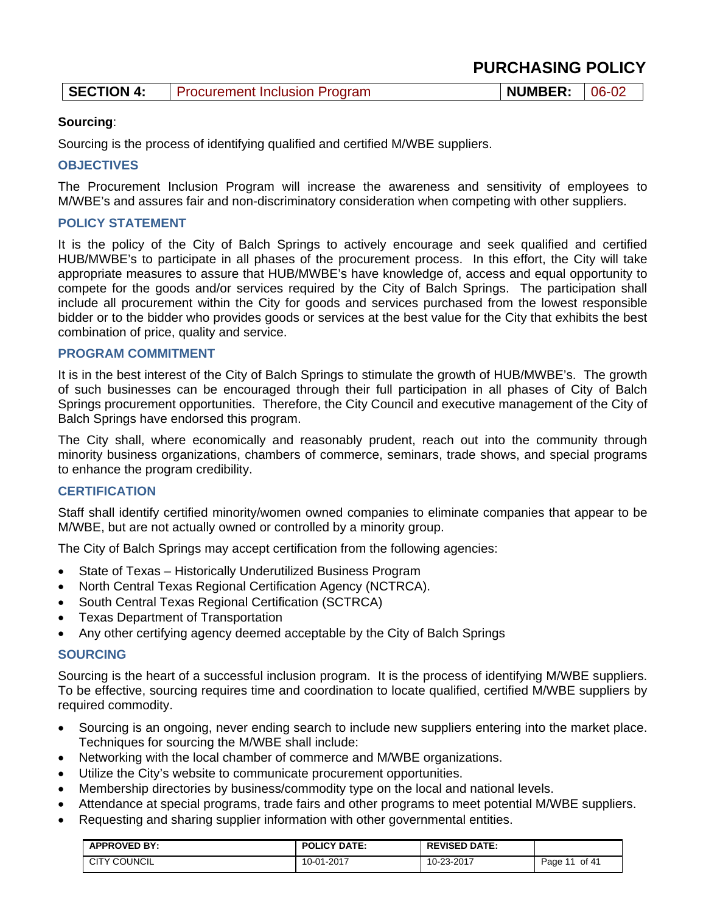**Sourcing**:

Sourcing is the process of identifying qualified and certified M/WBE suppliers.

## OBJECTIVES

The Procurement Inclusion Program will increase the awareness and sensitivity of employees to M/WBE's and assures fair and non-discriminatory consideration when competing with other suppliers.

## POLICY STATEMENT

It is the policy of the City of Balch Springs to actively encourage and seek qualified and certified HUB/MWBE's to participate in all phases of the procurement process. In this effort, the City will take appropriate measures to assure that HUB/MWBE's have knowledge of, access and equal opportunity to compete for the goods and/or services required by the City of Balch Springs. The participation shall include all procurement within the City for goods and services purchased from the lowest responsible bidder or to the bidder who provides goods or services at the best value for the City that exhibits the best combination of price, quality and service.

## PROGRAM COMMITMENT

It is in the best interest of the City of Balch Springs to stimulate the growth of HUB/MWBE's. The growth of such businesses can be encouraged through their full participation in all phases of City of Balch Springs procurement opportunities. Therefore, the City Council and executive management of the City of Balch Springs have endorsed this program.

The City shall, where economically and reasonably prudent, reach out into the community through minority business organizations, chambers of commerce, seminars, trade shows, and special programs to enhance the program credibility.

## CERTIFICATION

Staff shall identify certified minority/women owned companies to eliminate companies that appear to be M/WBE, but are not actually owned or controlled by a minority group.

The City of Balch Springs may accept certification from the following agencies:

- State of Texas – Historically Underutilized Business Program
- North Central Texas Regional Certification Agency (NCTRCA).
- South Central Texas Regional Certification (SCTRCA)
- Texas Department of Transportation
- Any other certifying agency deemed acceptable by the City of Balch Springs

## SOURCING

Sourcing is the heart of a successful inclusion program. It is the process of identifying M/WBE suppliers. To be effective, sourcing requires time and coordination to locate qualified, certified M/WBE suppliers by required commodity.

- Sourcing is an ongoing, never ending search to include new suppliers entering into the market place. Techniques for sourcing the M/WBE shall include:
- Networking with the local chamber of commerce and M/WBE organizations.
- Utilize the City's website to communicate procurement opportunities.
- Membership directories by business/commodity type on the local and national levels.
- Attendance at special programs, trade fairs and other programs to meet potential M/WBE suppliers.
- Requesting and sharing supplier information with other governmental entities.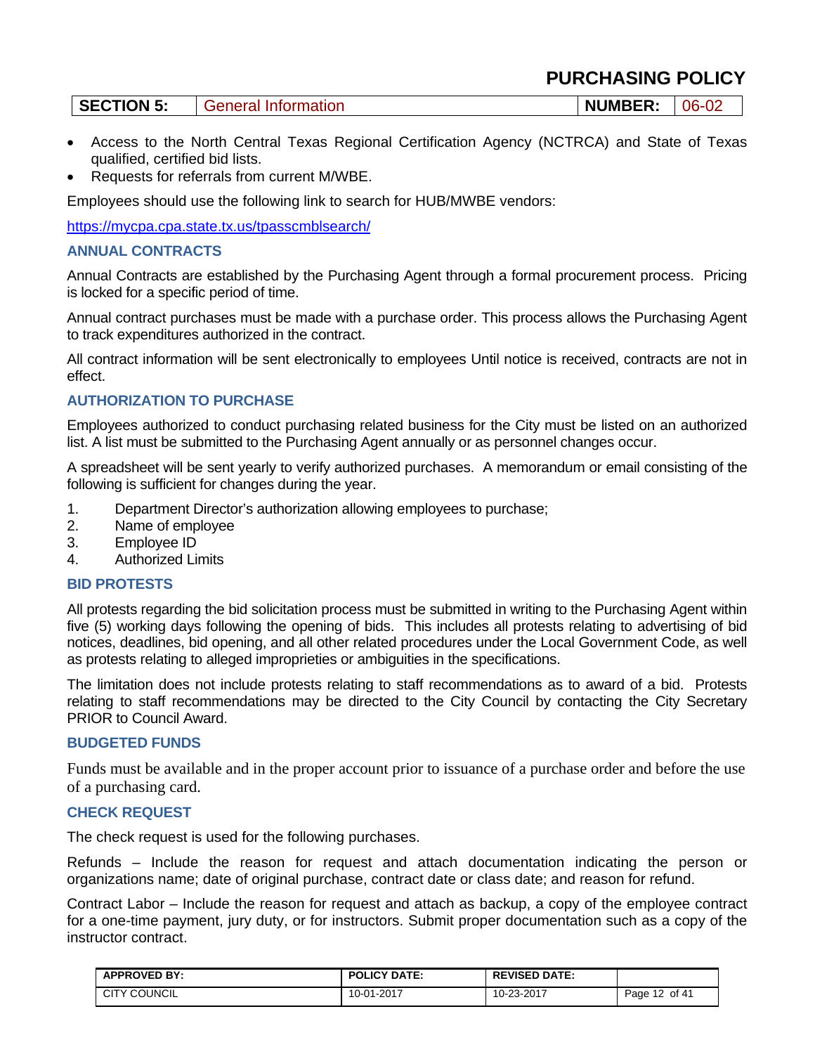- Access to the North Central Texas Regional Certification Agency (NCTRCA) and State of Texas qualified, certified bid lists.
- Requests for referrals from current M/WBE.

Employees should use the following link to search for HUB/MWBE vendors:

https://mycpa.cpa.state.tx.us/tpasscmblsearch/

### ANNUAL CONTRACTS

Annual Contracts are established by the Purchasing Agent through a formal procurement process. Pricing is locked for a specific period of time.

Annual contract purchases must be made with a purchase order. This process allows the Purchasing Agent to track expenditures authorized in the contract.

All contract information will be sent electronically to employees Until notice is received, contracts are not in effect.

### AUTHORIZATION TO PURCHASE

Employees authorized to conduct purchasing related business for the City must be listed on an authorized list. A list must be submitted to the Purchasing Agent annually or as personnel changes occur.

A spreadsheet will be sent yearly to verify authorized purchases. A memorandum or email consisting of the following is sufficient for changes during the year.

1. Department Director's authorization allowing employees to purchase;
2. Name of employee
3. Employee ID
4. Authorized Limits

### BID PROTESTS

All protests regarding the bid solicitation process must be submitted in writing to the Purchasing Agent within five (5) working days following the opening of bids. This includes all protests relating to advertising of bid notices, deadlines, bid opening, and all other related procedures under the Local Government Code, as well as protests relating to alleged improprieties or ambiguities in the specifications.

The limitation does not include protests relating to staff recommendations as to award of a bid. Protests relating to staff recommendations may be directed to the City Council by contacting the City Secretary PRIOR to Council Award.

### BUDGETED FUNDS

Funds must be available and in the proper account prior to issuance of a purchase order and before the use of a purchasing card.

### CHECK REQUEST

The check request is used for the following purchases.

Refunds – Include the reason for request and attach documentation indicating the person or organizations name; date of original purchase, contract date or class date; and reason for refund.

Contract Labor – Include the reason for request and attach as backup, a copy of the employee contract for a one-time payment, jury duty, or for instructors. Submit proper documentation such as a copy of the instructor contract.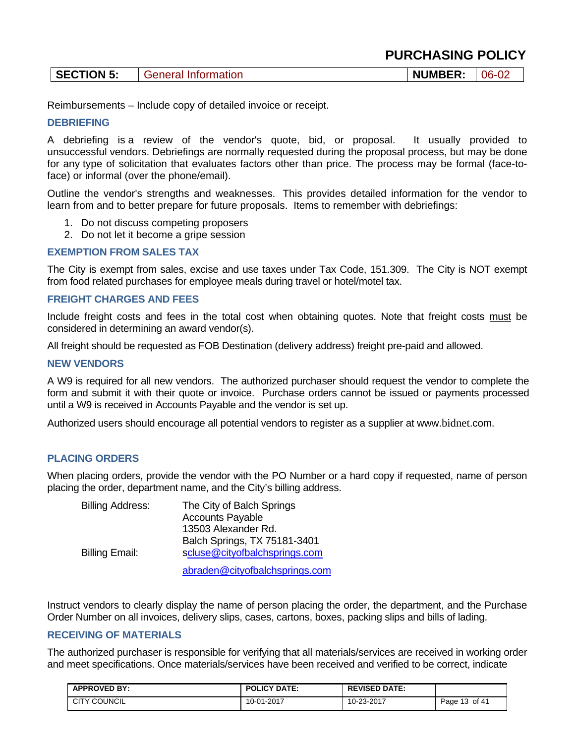Reimbursements – Include copy of detailed invoice or receipt.

### DEBRIEFING

A debriefing is a review of the vendor's quote, bid, or proposal. It usually provided to unsuccessful vendors. Debriefings are normally requested during the proposal process, but may be done for any type of solicitation that evaluates factors other than price. The process may be formal (face-to-face) or informal (over the phone/email).

Outline the vendor's strengths and weaknesses. This provides detailed information for the vendor to learn from and to better prepare for future proposals. Items to remember with debriefings:

1. Do not discuss competing proposers
2. Do not let it become a gripe session

### EXEMPTION FROM SALES TAX

The City is exempt from sales, excise and use taxes under Tax Code, 151.309. The City is NOT exempt from food related purchases for employee meals during travel or hotel/motel tax.

### FREIGHT CHARGES AND FEES

Include freight costs and fees in the total cost when obtaining quotes. Note that freight costs must be considered in determining an award vendor(s).

All freight should be requested as FOB Destination (delivery address) freight pre-paid and allowed.

### NEW VENDORS

A W9 is required for all new vendors. The authorized purchaser should request the vendor to complete the form and submit it with their quote or invoice. Purchase orders cannot be issued or payments processed until a W9 is received in Accounts Payable and the vendor is set up.

Authorized users should encourage all potential vendors to register as a supplier at www.bidnet.com.

### PLACING ORDERS

When placing orders, provide the vendor with the PO Number or a hard copy if requested, name of person placing the order, department name, and the City's billing address.

Billing Address: The City of Balch Springs
Accounts Payable
13503 Alexander Rd.
Balch Springs, TX 75181-3401

Billing Email: scluse@cityofbalchsprings.com
abraden@cityofbalchsprings.com

Instruct vendors to clearly display the name of person placing the order, the department, and the Purchase Order Number on all invoices, delivery slips, cases, cartons, boxes, packing slips and bills of lading.

### RECEIVING OF MATERIALS

The authorized purchaser is responsible for verifying that all materials/services are received in working order and meet specifications. Once materials/services have been received and verified to be correct, indicate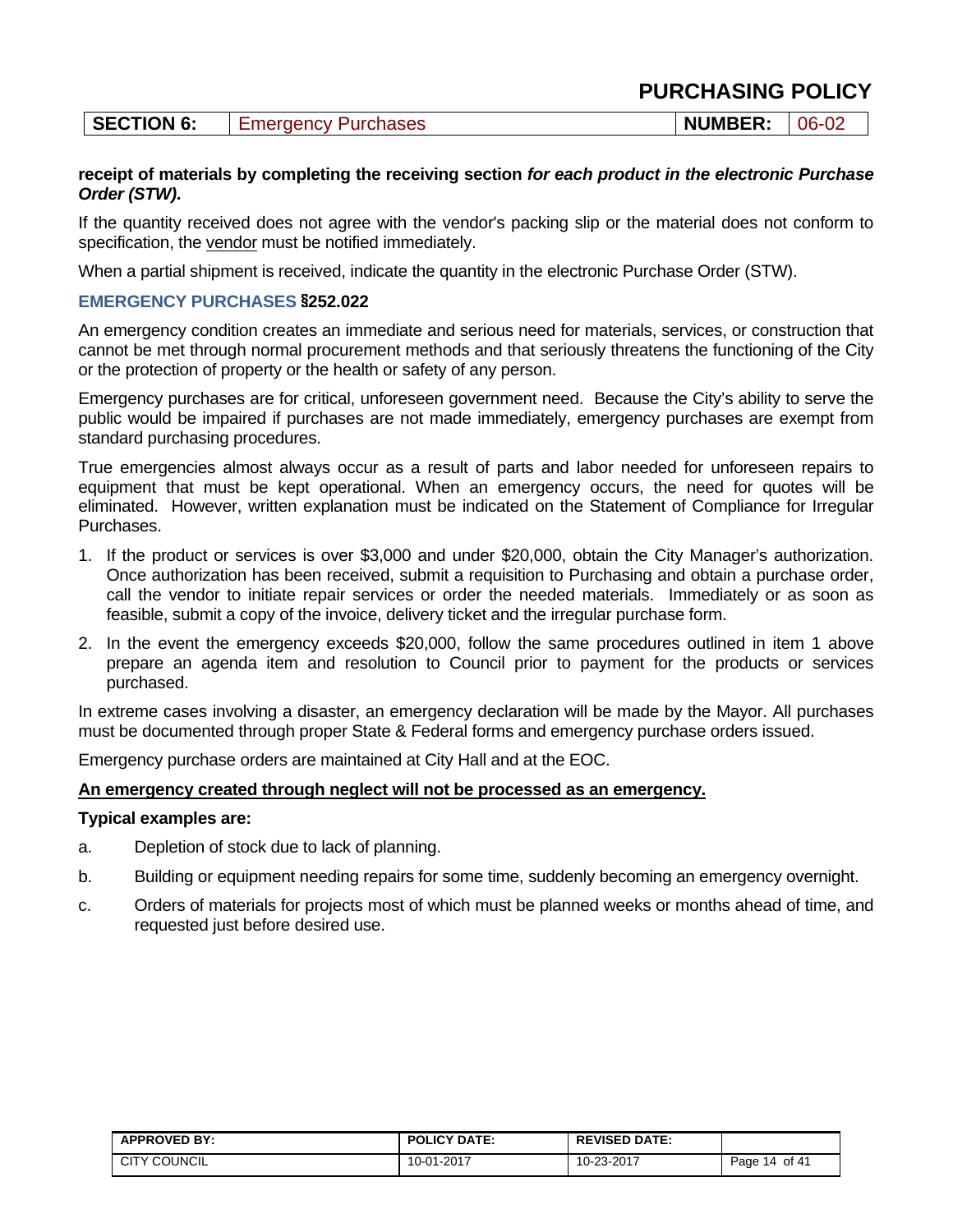**receipt of materials by completing the receiving section *for each product in the electronic Purchase Order (STW)*.**

If the quantity received does not agree with the vendor's packing slip or the material does not conform to specification, the vendor must be notified immediately.

When a partial shipment is received, indicate the quantity in the electronic Purchase Order (STW).

### EMERGENCY PURCHASES §252.022

An emergency condition creates an immediate and serious need for materials, services, or construction that cannot be met through normal procurement methods and that seriously threatens the functioning of the City or the protection of property or the health or safety of any person.

Emergency purchases are for critical, unforeseen government need. Because the City's ability to serve the public would be impaired if purchases are not made immediately, emergency purchases are exempt from standard purchasing procedures.

True emergencies almost always occur as a result of parts and labor needed for unforeseen repairs to equipment that must be kept operational. When an emergency occurs, the need for quotes will be eliminated. However, written explanation must be indicated on the Statement of Compliance for Irregular Purchases.

1. If the product or services is over $3,000 and under $20,000, obtain the City Manager's authorization. Once authorization has been received, submit a requisition to Purchasing and obtain a purchase order, call the vendor to initiate repair services or order the needed materials. Immediately or as soon as feasible, submit a copy of the invoice, delivery ticket and the irregular purchase form.
2. In the event the emergency exceeds $20,000, follow the same procedures outlined in item 1 above prepare an agenda item and resolution to Council prior to payment for the products or services purchased.

In extreme cases involving a disaster, an emergency declaration will be made by the Mayor. All purchases must be documented through proper State & Federal forms and emergency purchase orders issued.

Emergency purchase orders are maintained at City Hall and at the EOC.

**An emergency created through neglect will not be processed as an emergency.**

**Typical examples are:**

a. Depletion of stock due to lack of planning.

b. Building or equipment needing repairs for some time, suddenly becoming an emergency overnight.

c. Orders of materials for projects most of which must be planned weeks or months ahead of time, and requested just before desired use.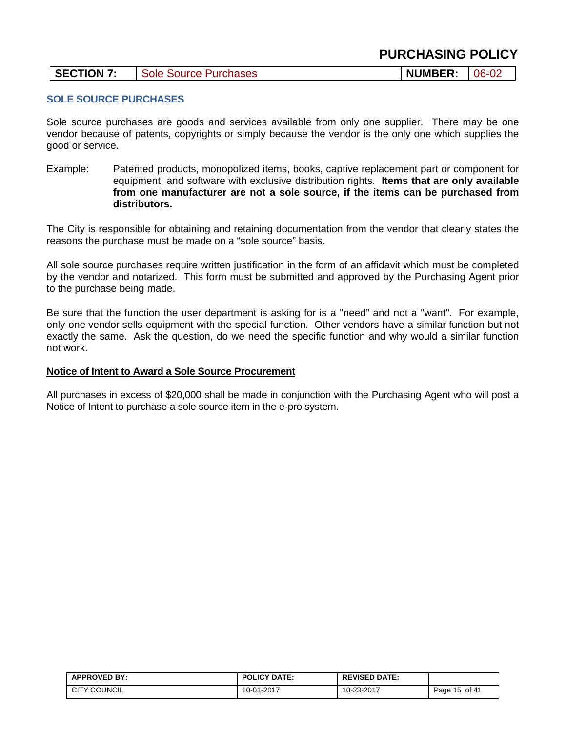# PURCHASING POLICY

| SECTION 7: | Sole Source Purchases | NUMBER: | 06-02 |
|---|---|---|---|

## SOLE SOURCE PURCHASES

Sole source purchases are goods and services available from only one supplier. There may be one vendor because of patents, copyrights or simply because the vendor is the only one which supplies the good or service.

Example: Patented products, monopolized items, books, captive replacement part or component for equipment, and software with exclusive distribution rights. **Items that are only available from one manufacturer are not a sole source, if the items can be purchased from distributors.**

The City is responsible for obtaining and retaining documentation from the vendor that clearly states the reasons the purchase must be made on a "sole source" basis.

All sole source purchases require written justification in the form of an affidavit which must be completed by the vendor and notarized. This form must be submitted and approved by the Purchasing Agent prior to the purchase being made.

Be sure that the function the user department is asking for is a "need" and not a "want". For example, only one vendor sells equipment with the special function. Other vendors have a similar function but not exactly the same. Ask the question, do we need the specific function and why would a similar function not work.

### Notice of Intent to Award a Sole Source Procurement

All purchases in excess of $20,000 shall be made in conjunction with the Purchasing Agent who will post a Notice of Intent to purchase a sole source item in the e-pro system.

| APPROVED BY: | POLICY DATE: | REVISED DATE: |
|---|---|---|
| CITY COUNCIL | 10-01-2017 | 10-23-2017 |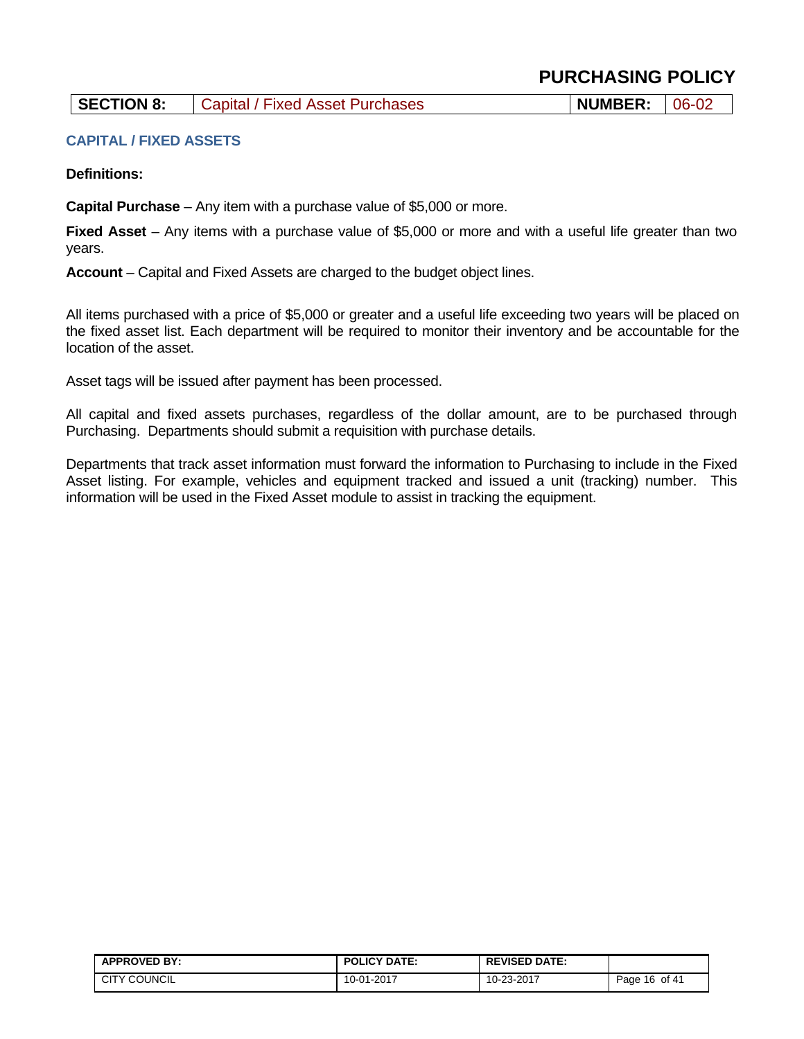# PURCHASING POLICY

| SECTION 8: | Capital / Fixed Asset Purchases | NUMBER: | 06-02 |
|---|---|---|---|

## CAPITAL / FIXED ASSETS

**Definitions:**

**Capital Purchase** – Any item with a purchase value of $5,000 or more.

**Fixed Asset** – Any items with a purchase value of $5,000 or more and with a useful life greater than two years.

**Account** – Capital and Fixed Assets are charged to the budget object lines.

All items purchased with a price of $5,000 or greater and a useful life exceeding two years will be placed on the fixed asset list. Each department will be required to monitor their inventory and be accountable for the location of the asset.

Asset tags will be issued after payment has been processed.

All capital and fixed assets purchases, regardless of the dollar amount, are to be purchased through Purchasing. Departments should submit a requisition with purchase details.

Departments that track asset information must forward the information to Purchasing to include in the Fixed Asset listing. For example, vehicles and equipment tracked and issued a unit (tracking) number. This information will be used in the Fixed Asset module to assist in tracking the equipment.

| APPROVED BY: | POLICY DATE: | REVISED DATE: | |
|---|---|---|---|
| CITY COUNCIL | 10-01-2017 | 10-23-2017 | Page 16 of 41 |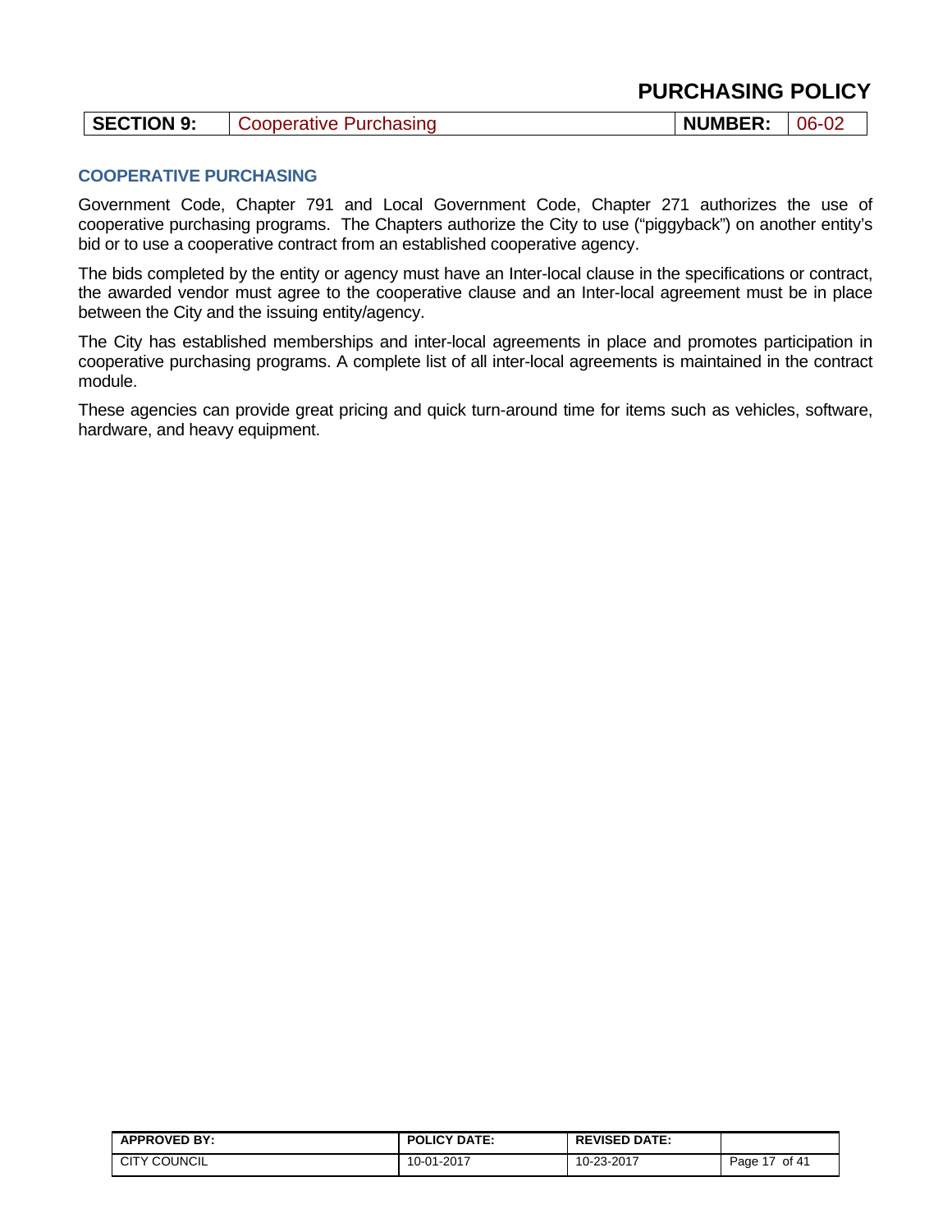# PURCHASING POLICY

| SECTION 9: | Cooperative Purchasing | NUMBER: | 06-02 |
| --- | --- | --- | --- |

## COOPERATIVE PURCHASING

Government Code, Chapter 791 and Local Government Code, Chapter 271 authorizes the use of cooperative purchasing programs. The Chapters authorize the City to use ("piggyback") on another entity's bid or to use a cooperative contract from an established cooperative agency.

The bids completed by the entity or agency must have an Inter-local clause in the specifications or contract, the awarded vendor must agree to the cooperative clause and an Inter-local agreement must be in place between the City and the issuing entity/agency.

The City has established memberships and inter-local agreements in place and promotes participation in cooperative purchasing programs. A complete list of all inter-local agreements is maintained in the contract module.

These agencies can provide great pricing and quick turn-around time for items such as vehicles, software, hardware, and heavy equipment.

| APPROVED BY: | POLICY DATE: | REVISED DATE: | |
| --- | --- | --- | --- |
| CITY COUNCIL | 10-01-2017 | 10-23-2017 | Page 17 of 41 |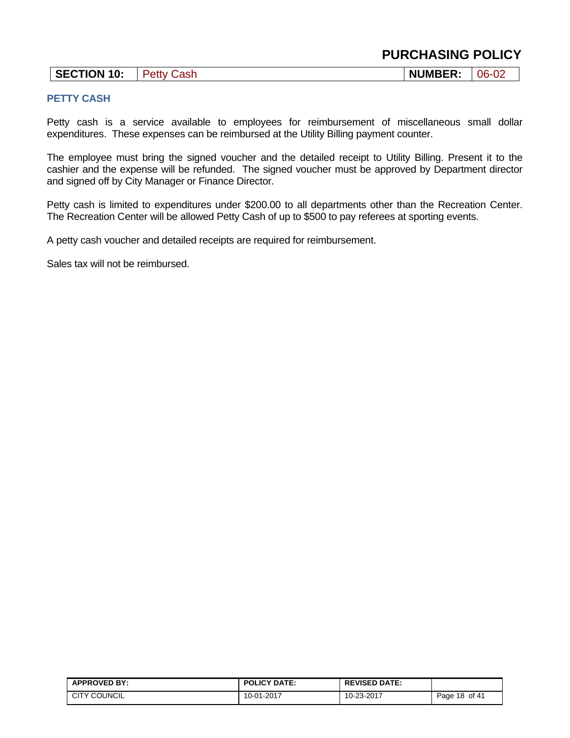| SECTION 10: | Petty Cash | NUMBER: | 06-02 |
|---|---|---|---|

### PETTY CASH

Petty cash is a service available to employees for reimbursement of miscellaneous small dollar expenditures. These expenses can be reimbursed at the Utility Billing payment counter.

The employee must bring the signed voucher and the detailed receipt to Utility Billing. Present it to the cashier and the expense will be refunded. The signed voucher must be approved by Department director and signed off by City Manager or Finance Director.

Petty cash is limited to expenditures under $200.00 to all departments other than the Recreation Center. The Recreation Center will be allowed Petty Cash of up to $500 to pay referees at sporting events.

A petty cash voucher and detailed receipts are required for reimbursement.

Sales tax will not be reimbursed.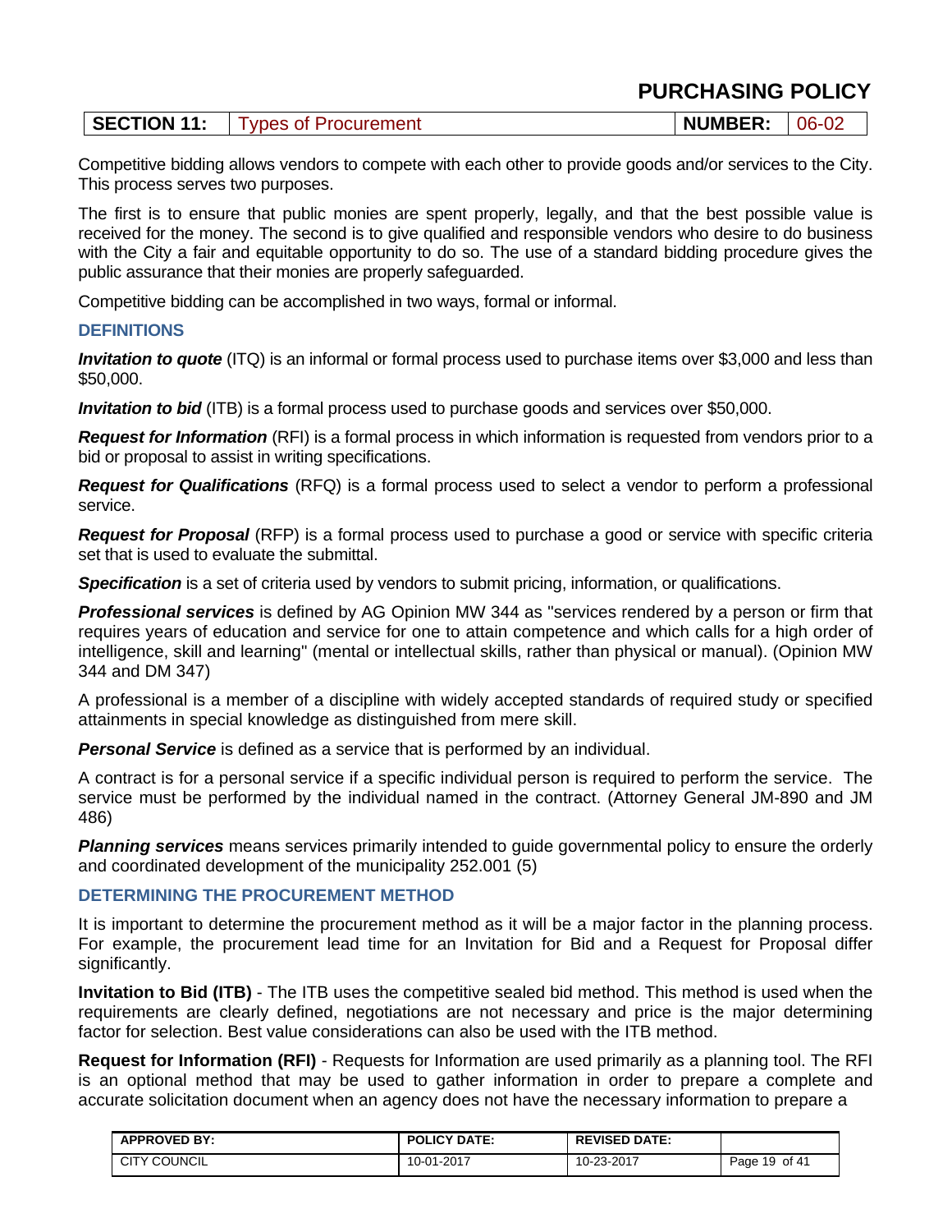# PURCHASING POLICY

| SECTION 11: | Types of Procurement | NUMBER: | 06-02 |
|---|---|---|---|

Competitive bidding allows vendors to compete with each other to provide goods and/or services to the City. This process serves two purposes.

The first is to ensure that public monies are spent properly, legally, and that the best possible value is received for the money. The second is to give qualified and responsible vendors who desire to do business with the City a fair and equitable opportunity to do so. The use of a standard bidding procedure gives the public assurance that their monies are properly safeguarded.

Competitive bidding can be accomplished in two ways, formal or informal.

### DEFINITIONS

***Invitation to quote*** (ITQ) is an informal or formal process used to purchase items over $3,000 and less than $50,000.

***Invitation to bid*** (ITB) is a formal process used to purchase goods and services over $50,000.

***Request for Information*** (RFI) is a formal process in which information is requested from vendors prior to a bid or proposal to assist in writing specifications.

***Request for Qualifications*** (RFQ) is a formal process used to select a vendor to perform a professional service.

***Request for Proposal*** (RFP) is a formal process used to purchase a good or service with specific criteria set that is used to evaluate the submittal.

***Specification*** is a set of criteria used by vendors to submit pricing, information, or qualifications.

***Professional services*** is defined by AG Opinion MW 344 as "services rendered by a person or firm that requires years of education and service for one to attain competence and which calls for a high order of intelligence, skill and learning" (mental or intellectual skills, rather than physical or manual). (Opinion MW 344 and DM 347)

A professional is a member of a discipline with widely accepted standards of required study or specified attainments in special knowledge as distinguished from mere skill.

***Personal Service*** is defined as a service that is performed by an individual.

A contract is for a personal service if a specific individual person is required to perform the service. The service must be performed by the individual named in the contract. (Attorney General JM-890 and JM 486)

***Planning services*** means services primarily intended to guide governmental policy to ensure the orderly and coordinated development of the municipality 252.001 (5)

### DETERMINING THE PROCUREMENT METHOD

It is important to determine the procurement method as it will be a major factor in the planning process. For example, the procurement lead time for an Invitation for Bid and a Request for Proposal differ significantly.

**Invitation to Bid (ITB)** - The ITB uses the competitive sealed bid method. This method is used when the requirements are clearly defined, negotiations are not necessary and price is the major determining factor for selection. Best value considerations can also be used with the ITB method.

**Request for Information (RFI)** - Requests for Information are used primarily as a planning tool. The RFI is an optional method that may be used to gather information in order to prepare a complete and accurate solicitation document when an agency does not have the necessary information to prepare a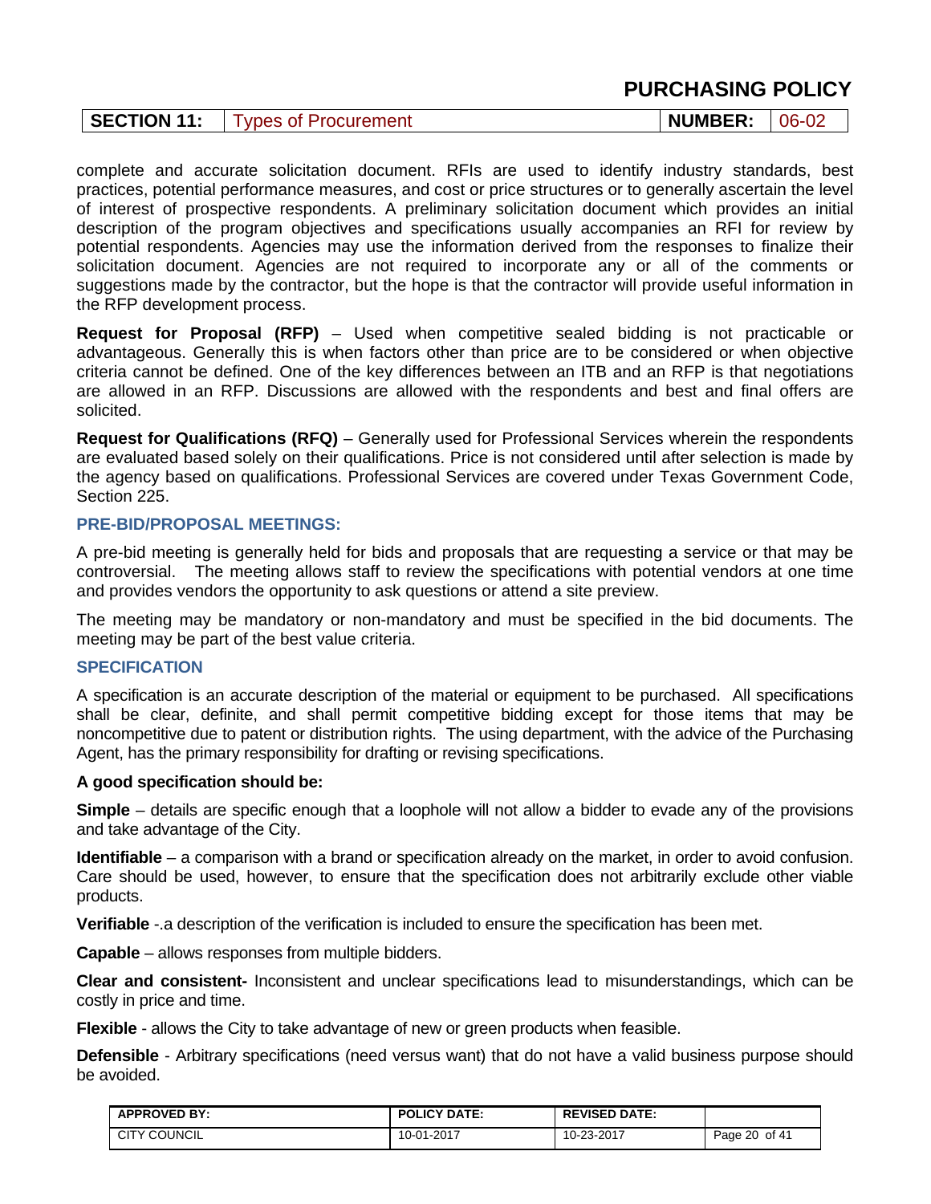complete and accurate solicitation document. RFIs are used to identify industry standards, best practices, potential performance measures, and cost or price structures or to generally ascertain the level of interest of prospective respondents. A preliminary solicitation document which provides an initial description of the program objectives and specifications usually accompanies an RFI for review by potential respondents. Agencies may use the information derived from the responses to finalize their solicitation document. Agencies are not required to incorporate any or all of the comments or suggestions made by the contractor, but the hope is that the contractor will provide useful information in the RFP development process.

**Request for Proposal (RFP)** – Used when competitive sealed bidding is not practicable or advantageous. Generally this is when factors other than price are to be considered or when objective criteria cannot be defined. One of the key differences between an ITB and an RFP is that negotiations are allowed in an RFP. Discussions are allowed with the respondents and best and final offers are solicited.

**Request for Qualifications (RFQ)** – Generally used for Professional Services wherein the respondents are evaluated based solely on their qualifications. Price is not considered until after selection is made by the agency based on qualifications. Professional Services are covered under Texas Government Code, Section 225.

### PRE-BID/PROPOSAL MEETINGS:

A pre-bid meeting is generally held for bids and proposals that are requesting a service or that may be controversial. The meeting allows staff to review the specifications with potential vendors at one time and provides vendors the opportunity to ask questions or attend a site preview.

The meeting may be mandatory or non-mandatory and must be specified in the bid documents. The meeting may be part of the best value criteria.

### SPECIFICATION

A specification is an accurate description of the material or equipment to be purchased. All specifications shall be clear, definite, and shall permit competitive bidding except for those items that may be noncompetitive due to patent or distribution rights. The using department, with the advice of the Purchasing Agent, has the primary responsibility for drafting or revising specifications.

**A good specification should be:**

**Simple** – details are specific enough that a loophole will not allow a bidder to evade any of the provisions and take advantage of the City.

**Identifiable** – a comparison with a brand or specification already on the market, in order to avoid confusion. Care should be used, however, to ensure that the specification does not arbitrarily exclude other viable products.

**Verifiable** -.a description of the verification is included to ensure the specification has been met.

**Capable** – allows responses from multiple bidders.

**Clear and consistent-** Inconsistent and unclear specifications lead to misunderstandings, which can be costly in price and time.

**Flexible** - allows the City to take advantage of new or green products when feasible.

**Defensible** - Arbitrary specifications (need versus want) that do not have a valid business purpose should be avoided.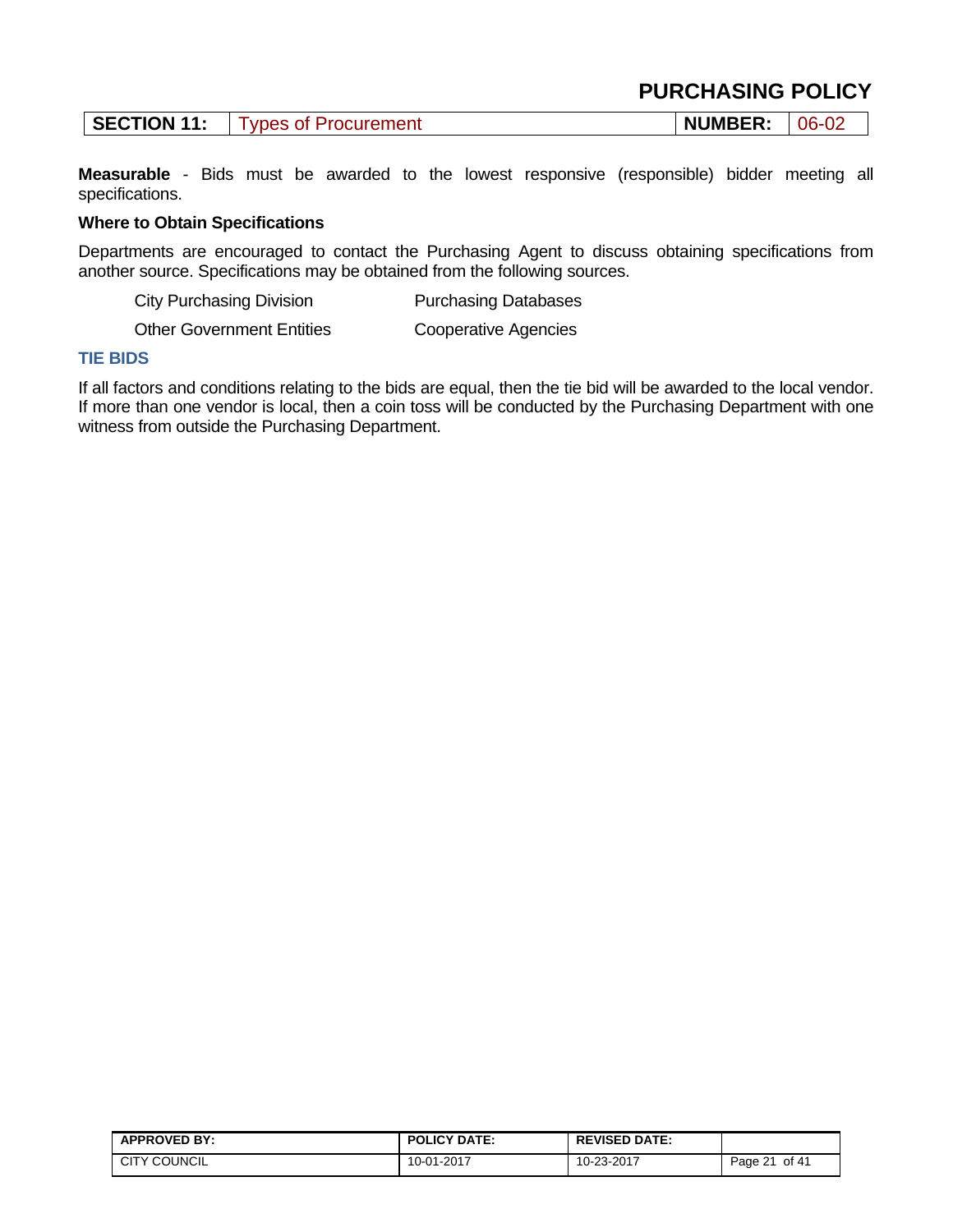**Measurable** - Bids must be awarded to the lowest responsive (responsible) bidder meeting all specifications.

**Where to Obtain Specifications**

Departments are encouraged to contact the Purchasing Agent to discuss obtaining specifications from another source. Specifications may be obtained from the following sources.

| | |
|---|---|
| City Purchasing Division | Purchasing Databases |
| Other Government Entities | Cooperative Agencies |

### TIE BIDS

If all factors and conditions relating to the bids are equal, then the tie bid will be awarded to the local vendor. If more than one vendor is local, then a coin toss will be conducted by the Purchasing Department with one witness from outside the Purchasing Department.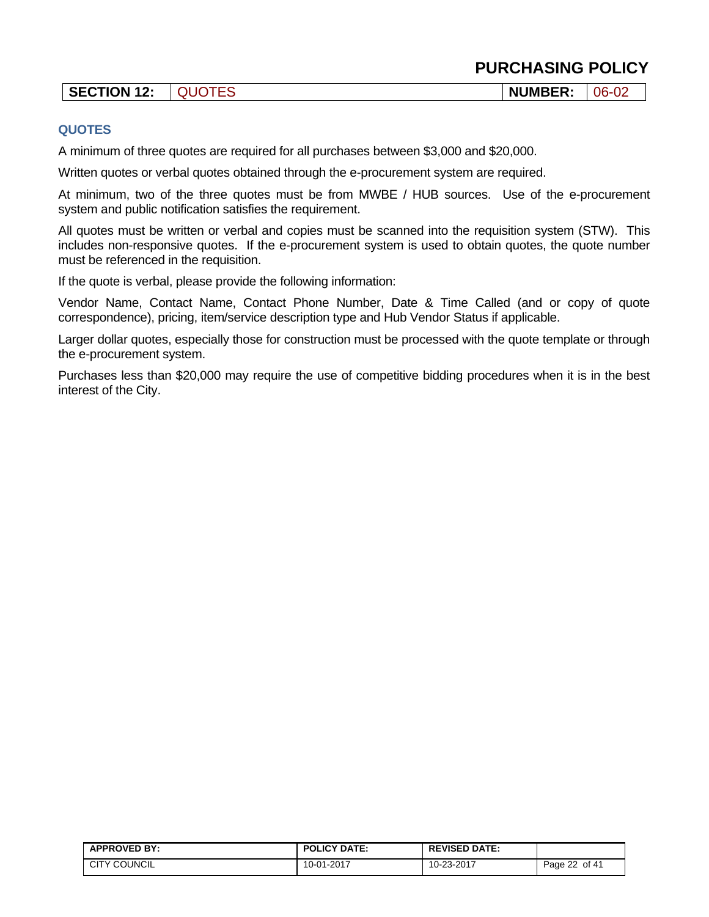## QUOTES

A minimum of three quotes are required for all purchases between $3,000 and $20,000.

Written quotes or verbal quotes obtained through the e-procurement system are required.

At minimum, two of the three quotes must be from MWBE / HUB sources. Use of the e-procurement system and public notification satisfies the requirement.

All quotes must be written or verbal and copies must be scanned into the requisition system (STW). This includes non-responsive quotes. If the e-procurement system is used to obtain quotes, the quote number must be referenced in the requisition.

If the quote is verbal, please provide the following information:

Vendor Name, Contact Name, Contact Phone Number, Date & Time Called (and or copy of quote correspondence), pricing, item/service description type and Hub Vendor Status if applicable.

Larger dollar quotes, especially those for construction must be processed with the quote template or through the e-procurement system.

Purchases less than $20,000 may require the use of competitive bidding procedures when it is in the best interest of the City.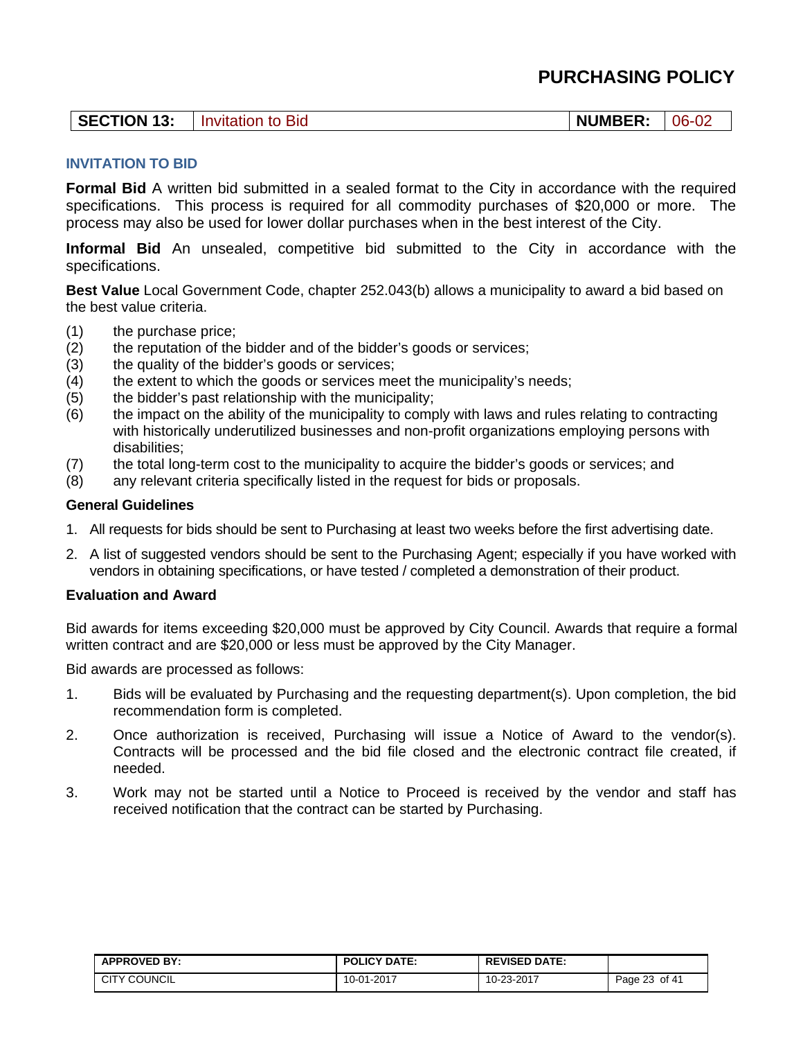# PURCHASING POLICY

| SECTION 13: | Invitation to Bid | NUMBER: | 06-02 |
|---|---|---|---|

## INVITATION TO BID

**Formal Bid** A written bid submitted in a sealed format to the City in accordance with the required specifications. This process is required for all commodity purchases of $20,000 or more. The process may also be used for lower dollar purchases when in the best interest of the City.

**Informal Bid** An unsealed, competitive bid submitted to the City in accordance with the specifications.

**Best Value** Local Government Code, chapter 252.043(b) allows a municipality to award a bid based on the best value criteria.

(1) the purchase price;
(2) the reputation of the bidder and of the bidder's goods or services;
(3) the quality of the bidder's goods or services;
(4) the extent to which the goods or services meet the municipality's needs;
(5) the bidder's past relationship with the municipality;
(6) the impact on the ability of the municipality to comply with laws and rules relating to contracting with historically underutilized businesses and non-profit organizations employing persons with disabilities;
(7) the total long-term cost to the municipality to acquire the bidder's goods or services; and
(8) any relevant criteria specifically listed in the request for bids or proposals.

### General Guidelines

1. All requests for bids should be sent to Purchasing at least two weeks before the first advertising date.
2. A list of suggested vendors should be sent to the Purchasing Agent; especially if you have worked with vendors in obtaining specifications, or have tested / completed a demonstration of their product.

### Evaluation and Award

Bid awards for items exceeding $20,000 must be approved by City Council. Awards that require a formal written contract and are $20,000 or less must be approved by the City Manager.

Bid awards are processed as follows:

1. Bids will be evaluated by Purchasing and the requesting department(s). Upon completion, the bid recommendation form is completed.
2. Once authorization is received, Purchasing will issue a Notice of Award to the vendor(s). Contracts will be processed and the bid file closed and the electronic contract file created, if needed.
3. Work may not be started until a Notice to Proceed is received by the vendor and staff has received notification that the contract can be started by Purchasing.

| APPROVED BY: | POLICY DATE: | REVISED DATE: |
|---|---|---|
| CITY COUNCIL | 10-01-2017 | 10-23-2017 |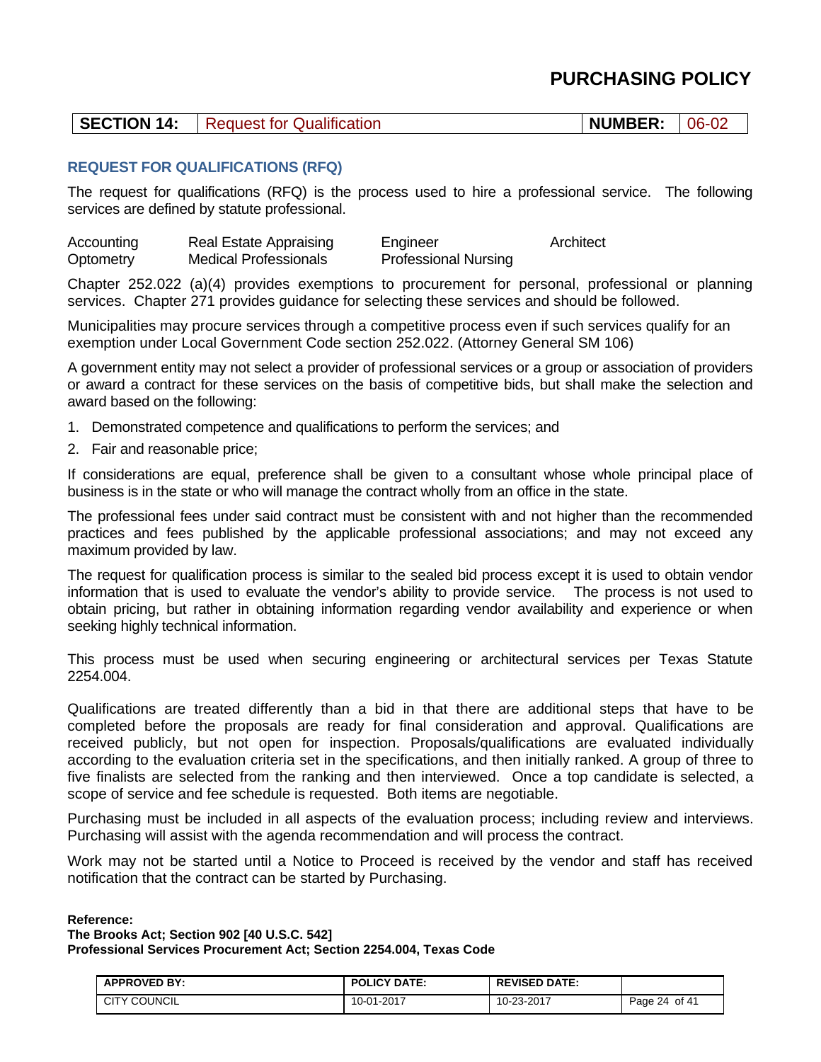# PURCHASING POLICY

| SECTION 14: | Request for Qualification | NUMBER: | 06-02 |
|---|---|---|---|

## REQUEST FOR QUALIFICATIONS (RFQ)

The request for qualifications (RFQ) is the process used to hire a professional service. The following services are defined by statute professional.

| | | | |
|---|---|---|---|
| Accounting | Real Estate Appraising | Engineer | Architect |
| Optometry | Medical Professionals | Professional Nursing | |

Chapter 252.022 (a)(4) provides exemptions to procurement for personal, professional or planning services. Chapter 271 provides guidance for selecting these services and should be followed.

Municipalities may procure services through a competitive process even if such services qualify for an exemption under Local Government Code section 252.022. (Attorney General SM 106)

A government entity may not select a provider of professional services or a group or association of providers or award a contract for these services on the basis of competitive bids, but shall make the selection and award based on the following:

1. Demonstrated competence and qualifications to perform the services; and
2. Fair and reasonable price;

If considerations are equal, preference shall be given to a consultant whose whole principal place of business is in the state or who will manage the contract wholly from an office in the state.

The professional fees under said contract must be consistent with and not higher than the recommended practices and fees published by the applicable professional associations; and may not exceed any maximum provided by law.

The request for qualification process is similar to the sealed bid process except it is used to obtain vendor information that is used to evaluate the vendor's ability to provide service. The process is not used to obtain pricing, but rather in obtaining information regarding vendor availability and experience or when seeking highly technical information.

This process must be used when securing engineering or architectural services per Texas Statute 2254.004.

Qualifications are treated differently than a bid in that there are additional steps that have to be completed before the proposals are ready for final consideration and approval. Qualifications are received publicly, but not open for inspection. Proposals/qualifications are evaluated individually according to the evaluation criteria set in the specifications, and then initially ranked. A group of three to five finalists are selected from the ranking and then interviewed. Once a top candidate is selected, a scope of service and fee schedule is requested. Both items are negotiable.

Purchasing must be included in all aspects of the evaluation process; including review and interviews. Purchasing will assist with the agenda recommendation and will process the contract.

Work may not be started until a Notice to Proceed is received by the vendor and staff has received notification that the contract can be started by Purchasing.

**Reference:**
**The Brooks Act; Section 902 [40 U.S.C. 542]**
**Professional Services Procurement Act; Section 2254.004, Texas Code**

| APPROVED BY: | POLICY DATE: | REVISED DATE: | |
|---|---|---|---|
| CITY COUNCIL | 10-01-2017 | 10-23-2017 | |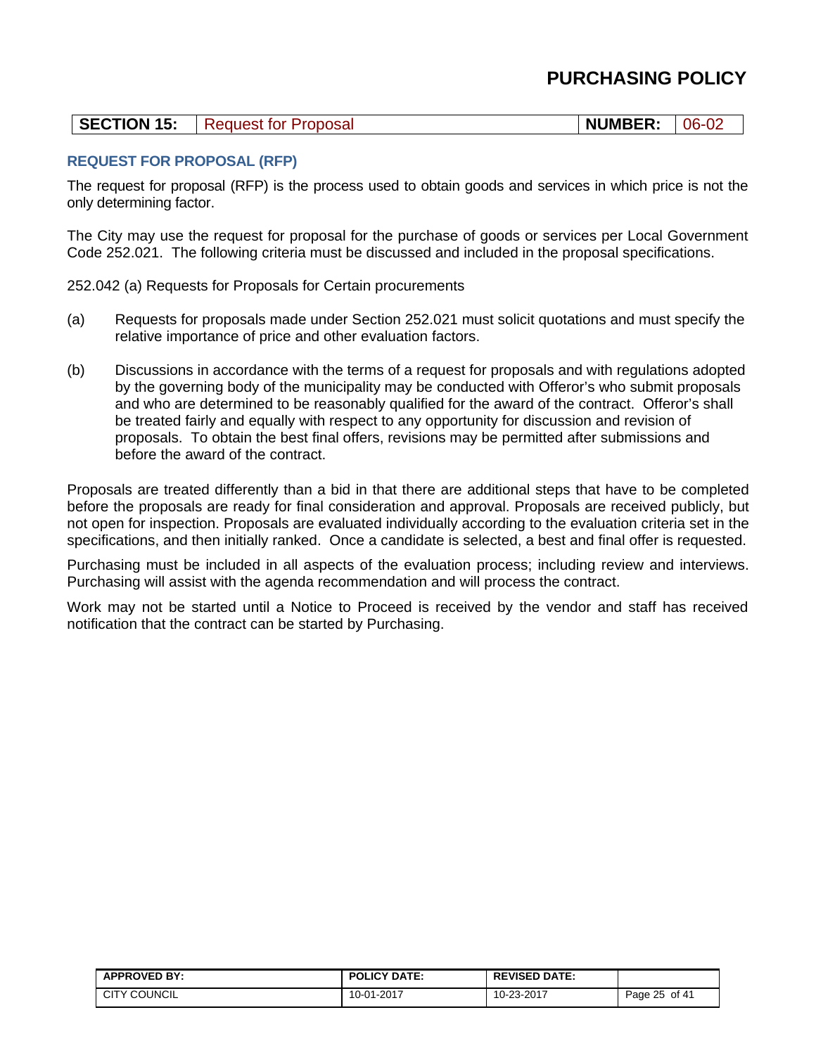# PURCHASING POLICY

| SECTION 15: | Request for Proposal | NUMBER: | 06-02 |
|---|---|---|---|

## REQUEST FOR PROPOSAL (RFP)

The request for proposal (RFP) is the process used to obtain goods and services in which price is not the only determining factor.

The City may use the request for proposal for the purchase of goods or services per Local Government Code 252.021. The following criteria must be discussed and included in the proposal specifications.

252.042 (a) Requests for Proposals for Certain procurements

(a) Requests for proposals made under Section 252.021 must solicit quotations and must specify the relative importance of price and other evaluation factors.

(b) Discussions in accordance with the terms of a request for proposals and with regulations adopted by the governing body of the municipality may be conducted with Offeror's who submit proposals and who are determined to be reasonably qualified for the award of the contract. Offeror's shall be treated fairly and equally with respect to any opportunity for discussion and revision of proposals. To obtain the best final offers, revisions may be permitted after submissions and before the award of the contract.

Proposals are treated differently than a bid in that there are additional steps that have to be completed before the proposals are ready for final consideration and approval. Proposals are received publicly, but not open for inspection. Proposals are evaluated individually according to the evaluation criteria set in the specifications, and then initially ranked. Once a candidate is selected, a best and final offer is requested.

Purchasing must be included in all aspects of the evaluation process; including review and interviews. Purchasing will assist with the agenda recommendation and will process the contract.

Work may not be started until a Notice to Proceed is received by the vendor and staff has received notification that the contract can be started by Purchasing.

| APPROVED BY: | POLICY DATE: | REVISED DATE: |
|---|---|---|
| CITY COUNCIL | 10-01-2017 | 10-23-2017 |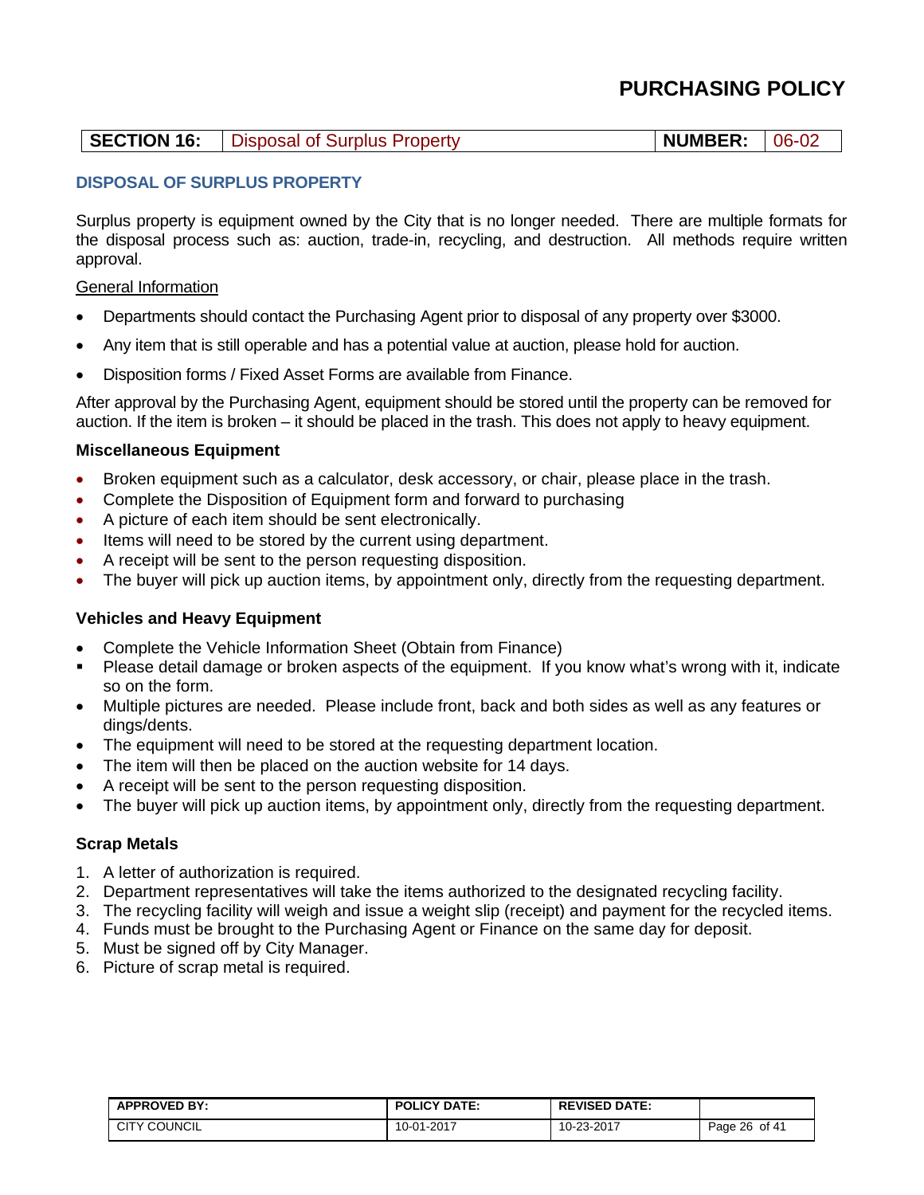# PURCHASING POLICY

| SECTION 16: | Disposal of Surplus Property | NUMBER: | 06-02 |
|---|---|---|---|

## DISPOSAL OF SURPLUS PROPERTY

Surplus property is equipment owned by the City that is no longer needed. There are multiple formats for the disposal process such as: auction, trade-in, recycling, and destruction. All methods require written approval.

General Information

- Departments should contact the Purchasing Agent prior to disposal of any property over $3000.
- Any item that is still operable and has a potential value at auction, please hold for auction.
- Disposition forms / Fixed Asset Forms are available from Finance.

After approval by the Purchasing Agent, equipment should be stored until the property can be removed for auction. If the item is broken – it should be placed in the trash. This does not apply to heavy equipment.

### Miscellaneous Equipment

- Broken equipment such as a calculator, desk accessory, or chair, please place in the trash.
- Complete the Disposition of Equipment form and forward to purchasing
- A picture of each item should be sent electronically.
- Items will need to be stored by the current using department.
- A receipt will be sent to the person requesting disposition.
- The buyer will pick up auction items, by appointment only, directly from the requesting department.

### Vehicles and Heavy Equipment

- Complete the Vehicle Information Sheet (Obtain from Finance)
- Please detail damage or broken aspects of the equipment. If you know what's wrong with it, indicate so on the form.
- Multiple pictures are needed. Please include front, back and both sides as well as any features or dings/dents.
- The equipment will need to be stored at the requesting department location.
- The item will then be placed on the auction website for 14 days.
- A receipt will be sent to the person requesting disposition.
- The buyer will pick up auction items, by appointment only, directly from the requesting department.

### Scrap Metals

1. A letter of authorization is required.
2. Department representatives will take the items authorized to the designated recycling facility.
3. The recycling facility will weigh and issue a weight slip (receipt) and payment for the recycled items.
4. Funds must be brought to the Purchasing Agent or Finance on the same day for deposit.
5. Must be signed off by City Manager.
6. Picture of scrap metal is required.

| APPROVED BY: | POLICY DATE: | REVISED DATE: |
|---|---|---|
| CITY COUNCIL | 10-01-2017 | 10-23-2017 |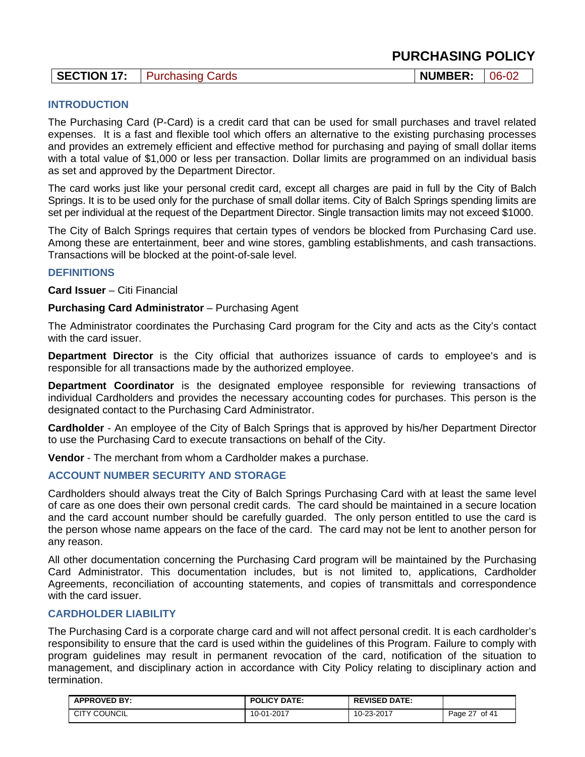# PURCHASING POLICY

| SECTION 17: | Purchasing Cards | NUMBER: | 06-02 |
|---|---|---|---|

## INTRODUCTION

The Purchasing Card (P-Card) is a credit card that can be used for small purchases and travel related expenses. It is a fast and flexible tool which offers an alternative to the existing purchasing processes and provides an extremely efficient and effective method for purchasing and paying of small dollar items with a total value of $1,000 or less per transaction. Dollar limits are programmed on an individual basis as set and approved by the Department Director.

The card works just like your personal credit card, except all charges are paid in full by the City of Balch Springs. It is to be used only for the purchase of small dollar items. City of Balch Springs spending limits are set per individual at the request of the Department Director. Single transaction limits may not exceed $1000.

The City of Balch Springs requires that certain types of vendors be blocked from Purchasing Card use. Among these are entertainment, beer and wine stores, gambling establishments, and cash transactions. Transactions will be blocked at the point-of-sale level.

## DEFINITIONS

**Card Issuer** – Citi Financial

**Purchasing Card Administrator** – Purchasing Agent

The Administrator coordinates the Purchasing Card program for the City and acts as the City's contact with the card issuer.

**Department Director** is the City official that authorizes issuance of cards to employee's and is responsible for all transactions made by the authorized employee.

**Department Coordinator** is the designated employee responsible for reviewing transactions of individual Cardholders and provides the necessary accounting codes for purchases. This person is the designated contact to the Purchasing Card Administrator.

**Cardholder** - An employee of the City of Balch Springs that is approved by his/her Department Director to use the Purchasing Card to execute transactions on behalf of the City.

**Vendor** - The merchant from whom a Cardholder makes a purchase.

## ACCOUNT NUMBER SECURITY AND STORAGE

Cardholders should always treat the City of Balch Springs Purchasing Card with at least the same level of care as one does their own personal credit cards. The card should be maintained in a secure location and the card account number should be carefully guarded. The only person entitled to use the card is the person whose name appears on the face of the card. The card may not be lent to another person for any reason.

All other documentation concerning the Purchasing Card program will be maintained by the Purchasing Card Administrator. This documentation includes, but is not limited to, applications, Cardholder Agreements, reconciliation of accounting statements, and copies of transmittals and correspondence with the card issuer.

## CARDHOLDER LIABILITY

The Purchasing Card is a corporate charge card and will not affect personal credit. It is each cardholder's responsibility to ensure that the card is used within the guidelines of this Program. Failure to comply with program guidelines may result in permanent revocation of the card, notification of the situation to management, and disciplinary action in accordance with City Policy relating to disciplinary action and termination.

| APPROVED BY: | POLICY DATE: | REVISED DATE: | |
|---|---|---|---|
| CITY COUNCIL | 10-01-2017 | 10-23-2017 | Page 27 of 41 |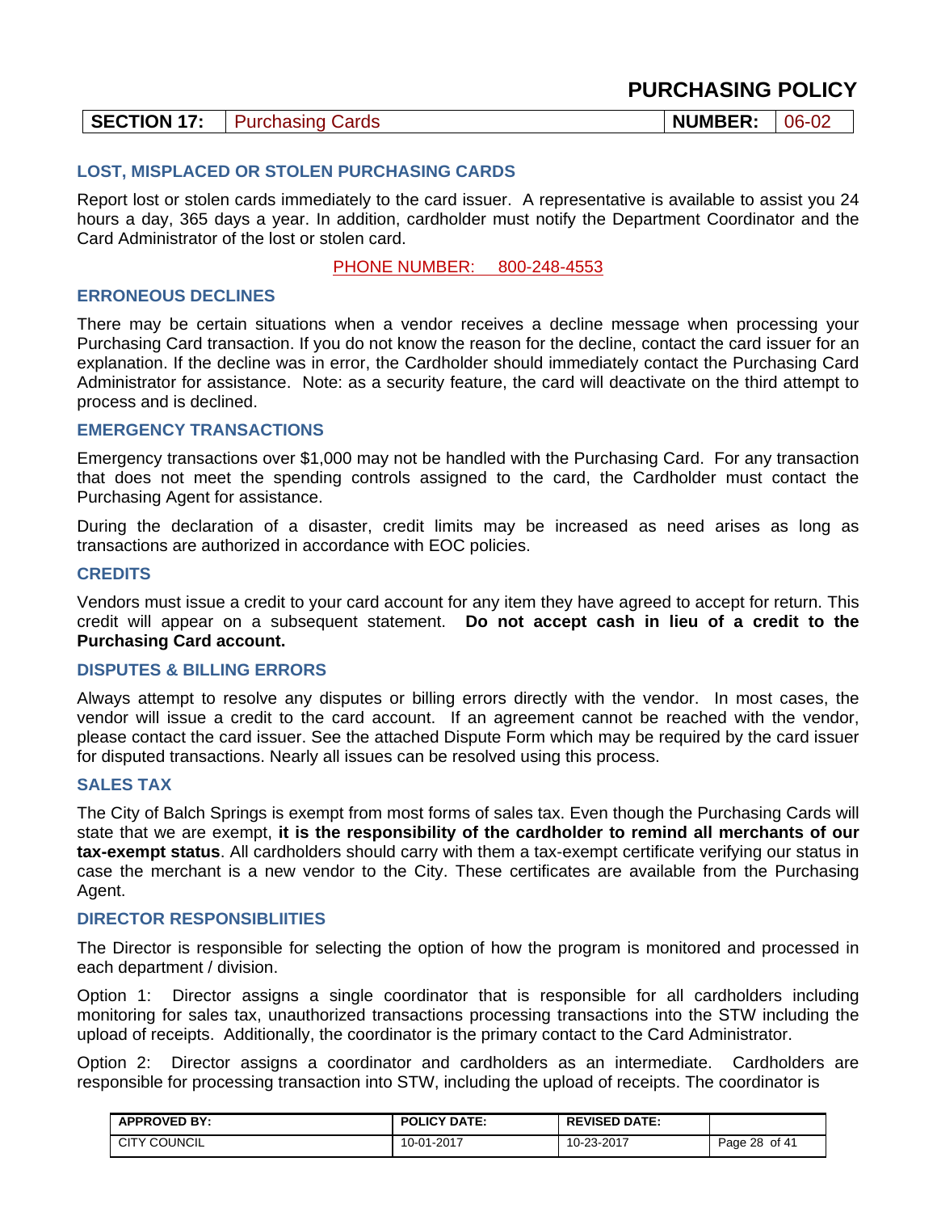# PURCHASING POLICY

| SECTION 17: | Purchasing Cards | NUMBER: | 06-02 |
|---|---|---|---|

### LOST, MISPLACED OR STOLEN PURCHASING CARDS

Report lost or stolen cards immediately to the card issuer. A representative is available to assist you 24 hours a day, 365 days a year. In addition, cardholder must notify the Department Coordinator and the Card Administrator of the lost or stolen card.

PHONE NUMBER: 800-248-4553

### ERRONEOUS DECLINES

There may be certain situations when a vendor receives a decline message when processing your Purchasing Card transaction. If you do not know the reason for the decline, contact the card issuer for an explanation. If the decline was in error, the Cardholder should immediately contact the Purchasing Card Administrator for assistance. Note: as a security feature, the card will deactivate on the third attempt to process and is declined.

### EMERGENCY TRANSACTIONS

Emergency transactions over $1,000 may not be handled with the Purchasing Card. For any transaction that does not meet the spending controls assigned to the card, the Cardholder must contact the Purchasing Agent for assistance.

During the declaration of a disaster, credit limits may be increased as need arises as long as transactions are authorized in accordance with EOC policies.

### CREDITS

Vendors must issue a credit to your card account for any item they have agreed to accept for return. This credit will appear on a subsequent statement. **Do not accept cash in lieu of a credit to the Purchasing Card account.**

### DISPUTES & BILLING ERRORS

Always attempt to resolve any disputes or billing errors directly with the vendor. In most cases, the vendor will issue a credit to the card account. If an agreement cannot be reached with the vendor, please contact the card issuer. See the attached Dispute Form which may be required by the card issuer for disputed transactions. Nearly all issues can be resolved using this process.

### SALES TAX

The City of Balch Springs is exempt from most forms of sales tax. Even though the Purchasing Cards will state that we are exempt, **it is the responsibility of the cardholder to remind all merchants of our tax-exempt status**. All cardholders should carry with them a tax-exempt certificate verifying our status in case the merchant is a new vendor to the City. These certificates are available from the Purchasing Agent.

### DIRECTOR RESPONSIBLIITIES

The Director is responsible for selecting the option of how the program is monitored and processed in each department / division.

Option 1: Director assigns a single coordinator that is responsible for all cardholders including monitoring for sales tax, unauthorized transactions processing transactions into the STW including the upload of receipts. Additionally, the coordinator is the primary contact to the Card Administrator.

Option 2: Director assigns a coordinator and cardholders as an intermediate. Cardholders are responsible for processing transaction into STW, including the upload of receipts. The coordinator is

| APPROVED BY: | POLICY DATE: | REVISED DATE: | |
|---|---|---|---|
| CITY COUNCIL | 10-01-2017 | 10-23-2017 | Page 28 of 41 |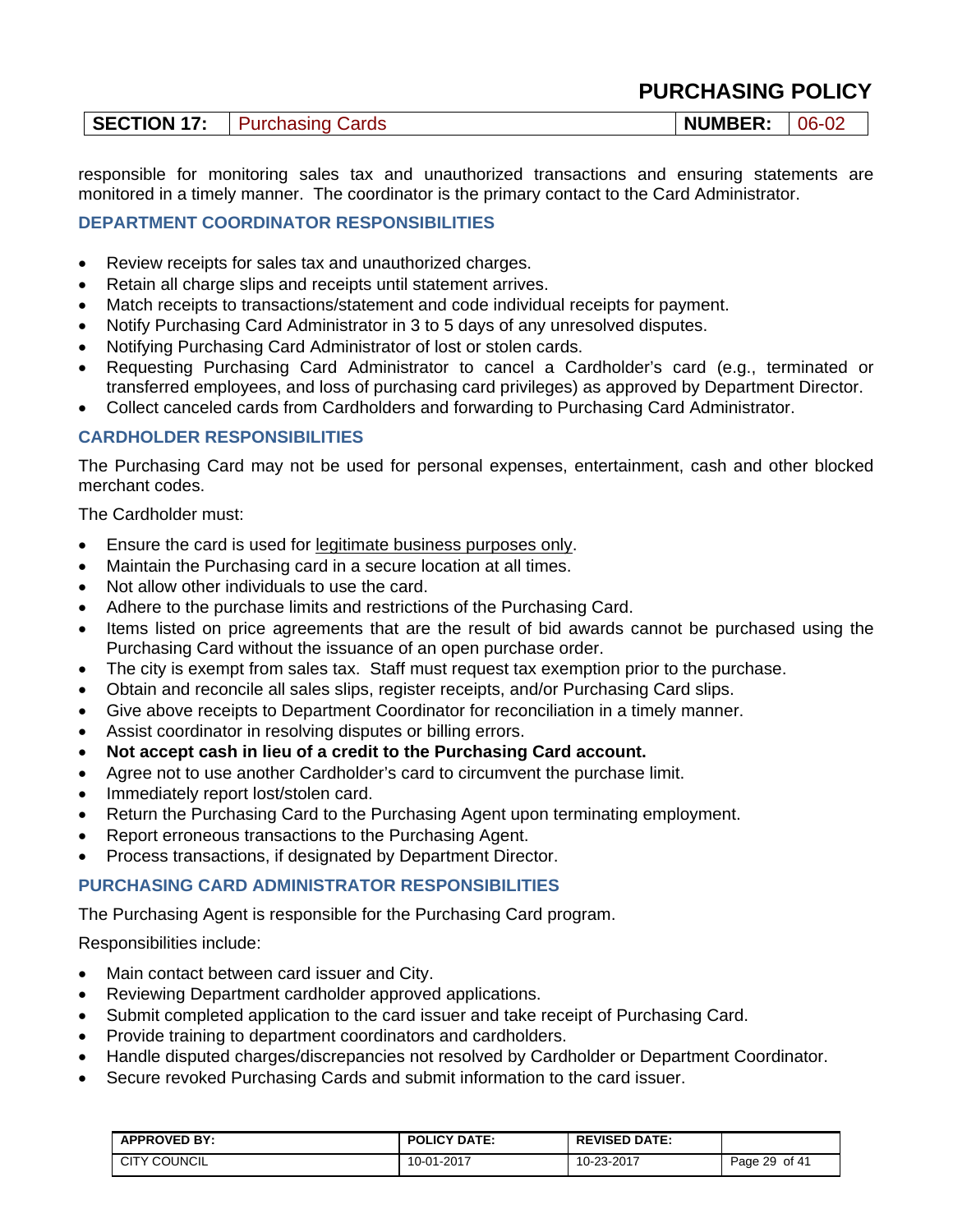responsible for monitoring sales tax and unauthorized transactions and ensuring statements are monitored in a timely manner. The coordinator is the primary contact to the Card Administrator.

### DEPARTMENT COORDINATOR RESPONSIBILITIES

- Review receipts for sales tax and unauthorized charges.
- Retain all charge slips and receipts until statement arrives.
- Match receipts to transactions/statement and code individual receipts for payment.
- Notify Purchasing Card Administrator in 3 to 5 days of any unresolved disputes.
- Notifying Purchasing Card Administrator of lost or stolen cards.
- Requesting Purchasing Card Administrator to cancel a Cardholder's card (e.g., terminated or transferred employees, and loss of purchasing card privileges) as approved by Department Director.
- Collect canceled cards from Cardholders and forwarding to Purchasing Card Administrator.

### CARDHOLDER RESPONSIBILITIES

The Purchasing Card may not be used for personal expenses, entertainment, cash and other blocked merchant codes.

The Cardholder must:

- Ensure the card is used for legitimate business purposes only.
- Maintain the Purchasing card in a secure location at all times.
- Not allow other individuals to use the card.
- Adhere to the purchase limits and restrictions of the Purchasing Card.
- Items listed on price agreements that are the result of bid awards cannot be purchased using the Purchasing Card without the issuance of an open purchase order.
- The city is exempt from sales tax. Staff must request tax exemption prior to the purchase.
- Obtain and reconcile all sales slips, register receipts, and/or Purchasing Card slips.
- Give above receipts to Department Coordinator for reconciliation in a timely manner.
- Assist coordinator in resolving disputes or billing errors.
- **Not accept cash in lieu of a credit to the Purchasing Card account.**
- Agree not to use another Cardholder's card to circumvent the purchase limit.
- Immediately report lost/stolen card.
- Return the Purchasing Card to the Purchasing Agent upon terminating employment.
- Report erroneous transactions to the Purchasing Agent.
- Process transactions, if designated by Department Director.

### PURCHASING CARD ADMINISTRATOR RESPONSIBILITIES

The Purchasing Agent is responsible for the Purchasing Card program.

Responsibilities include:

- Main contact between card issuer and City.
- Reviewing Department cardholder approved applications.
- Submit completed application to the card issuer and take receipt of Purchasing Card.
- Provide training to department coordinators and cardholders.
- Handle disputed charges/discrepancies not resolved by Cardholder or Department Coordinator.
- Secure revoked Purchasing Cards and submit information to the card issuer.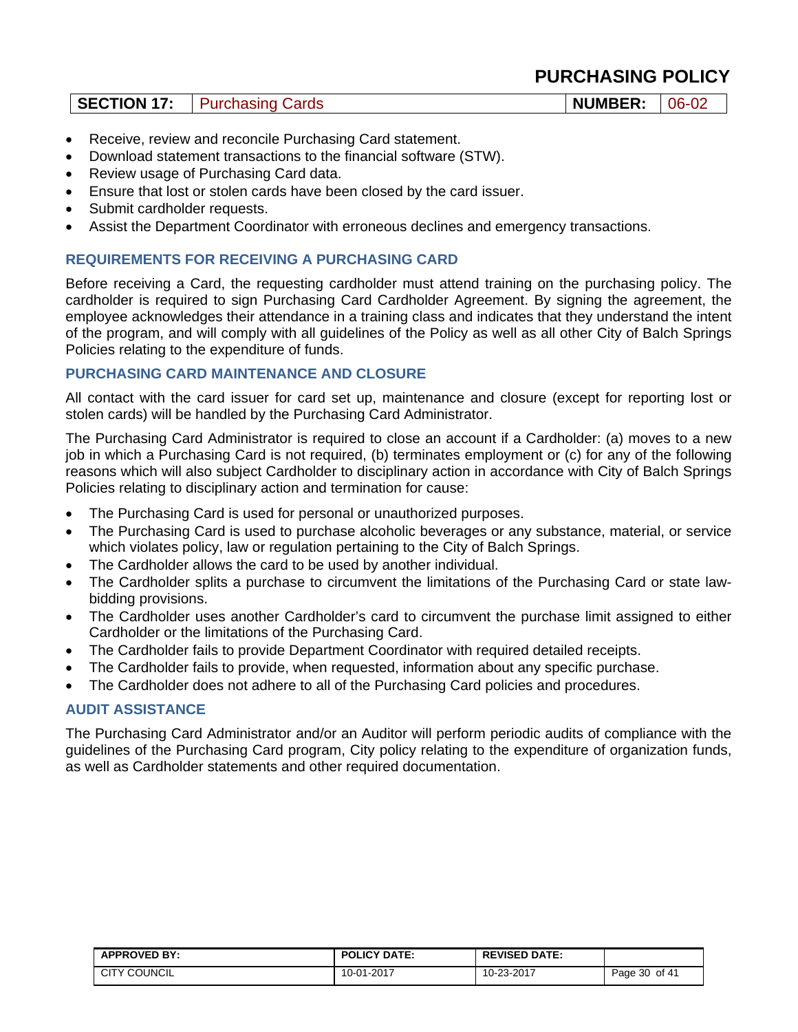- Receive, review and reconcile Purchasing Card statement.
- Download statement transactions to the financial software (STW).
- Review usage of Purchasing Card data.
- Ensure that lost or stolen cards have been closed by the card issuer.
- Submit cardholder requests.
- Assist the Department Coordinator with erroneous declines and emergency transactions.

### REQUIREMENTS FOR RECEIVING A PURCHASING CARD

Before receiving a Card, the requesting cardholder must attend training on the purchasing policy. The cardholder is required to sign Purchasing Card Cardholder Agreement. By signing the agreement, the employee acknowledges their attendance in a training class and indicates that they understand the intent of the program, and will comply with all guidelines of the Policy as well as all other City of Balch Springs Policies relating to the expenditure of funds.

### PURCHASING CARD MAINTENANCE AND CLOSURE

All contact with the card issuer for card set up, maintenance and closure (except for reporting lost or stolen cards) will be handled by the Purchasing Card Administrator.

The Purchasing Card Administrator is required to close an account if a Cardholder: (a) moves to a new job in which a Purchasing Card is not required, (b) terminates employment or (c) for any of the following reasons which will also subject Cardholder to disciplinary action in accordance with City of Balch Springs Policies relating to disciplinary action and termination for cause:

- The Purchasing Card is used for personal or unauthorized purposes.
- The Purchasing Card is used to purchase alcoholic beverages or any substance, material, or service which violates policy, law or regulation pertaining to the City of Balch Springs.
- The Cardholder allows the card to be used by another individual.
- The Cardholder splits a purchase to circumvent the limitations of the Purchasing Card or state law-bidding provisions.
- The Cardholder uses another Cardholder's card to circumvent the purchase limit assigned to either Cardholder or the limitations of the Purchasing Card.
- The Cardholder fails to provide Department Coordinator with required detailed receipts.
- The Cardholder fails to provide, when requested, information about any specific purchase.
- The Cardholder does not adhere to all of the Purchasing Card policies and procedures.

### AUDIT ASSISTANCE

The Purchasing Card Administrator and/or an Auditor will perform periodic audits of compliance with the guidelines of the Purchasing Card program, City policy relating to the expenditure of organization funds, as well as Cardholder statements and other required documentation.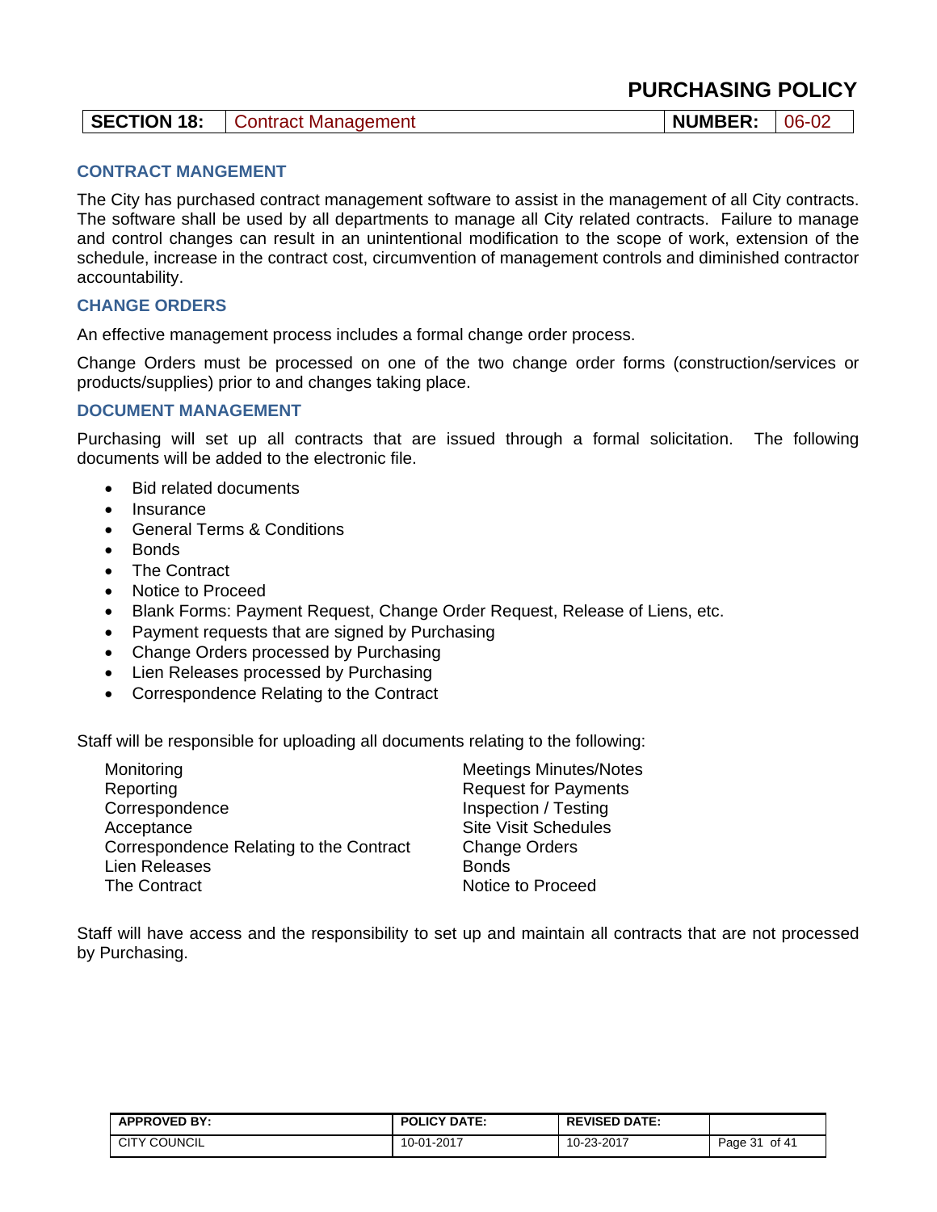# PURCHASING POLICY

| SECTION 18: | Contract Management | NUMBER: | 06-02 |
|---|---|---|---|

### CONTRACT MANGEMENT

The City has purchased contract management software to assist in the management of all City contracts. The software shall be used by all departments to manage all City related contracts. Failure to manage and control changes can result in an unintentional modification to the scope of work, extension of the schedule, increase in the contract cost, circumvention of management controls and diminished contractor accountability.

### CHANGE ORDERS

An effective management process includes a formal change order process.

Change Orders must be processed on one of the two change order forms (construction/services or products/supplies) prior to and changes taking place.

### DOCUMENT MANAGEMENT

Purchasing will set up all contracts that are issued through a formal solicitation. The following documents will be added to the electronic file.

- Bid related documents
- Insurance
- General Terms & Conditions
- Bonds
- The Contract
- Notice to Proceed
- Blank Forms: Payment Request, Change Order Request, Release of Liens, etc.
- Payment requests that are signed by Purchasing
- Change Orders processed by Purchasing
- Lien Releases processed by Purchasing
- Correspondence Relating to the Contract

Staff will be responsible for uploading all documents relating to the following:

|  |  |
|---|---|
| Monitoring | Meetings Minutes/Notes |
| Reporting | Request for Payments |
| Correspondence | Inspection / Testing |
| Acceptance | Site Visit Schedules |
| Correspondence Relating to the Contract | Change Orders |
| Lien Releases | Bonds |
| The Contract | Notice to Proceed |

Staff will have access and the responsibility to set up and maintain all contracts that are not processed by Purchasing.

| APPROVED BY: | POLICY DATE: | REVISED DATE: | |
|---|---|---|---|
| CITY COUNCIL | 10-01-2017 | 10-23-2017 | |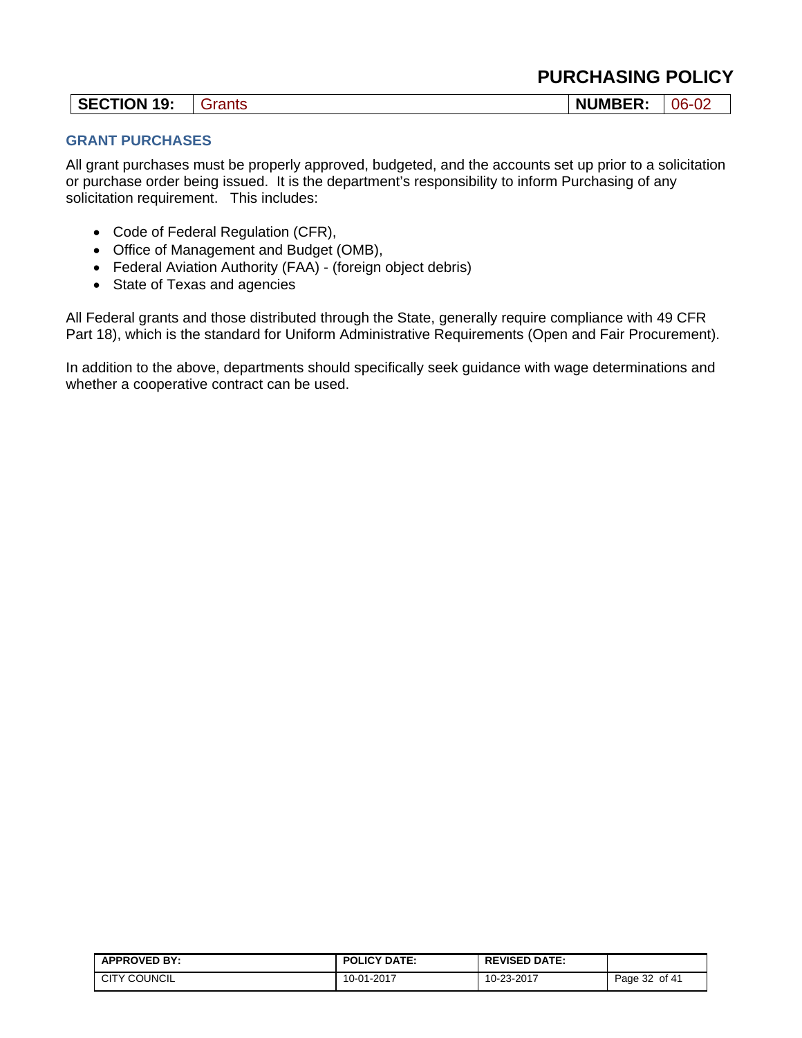# PURCHASING POLICY

| SECTION 19: | Grants | NUMBER: | 06-02 |
|---|---|---|---|

### GRANT PURCHASES

All grant purchases must be properly approved, budgeted, and the accounts set up prior to a solicitation or purchase order being issued. It is the department's responsibility to inform Purchasing of any solicitation requirement. This includes:

- Code of Federal Regulation (CFR),
- Office of Management and Budget (OMB),
- Federal Aviation Authority (FAA) - (foreign object debris)
- State of Texas and agencies

All Federal grants and those distributed through the State, generally require compliance with 49 CFR Part 18), which is the standard for Uniform Administrative Requirements (Open and Fair Procurement).

In addition to the above, departments should specifically seek guidance with wage determinations and whether a cooperative contract can be used.

| APPROVED BY: | POLICY DATE: | REVISED DATE: |
|---|---|---|
| CITY COUNCIL | 10-01-2017 | 10-23-2017 |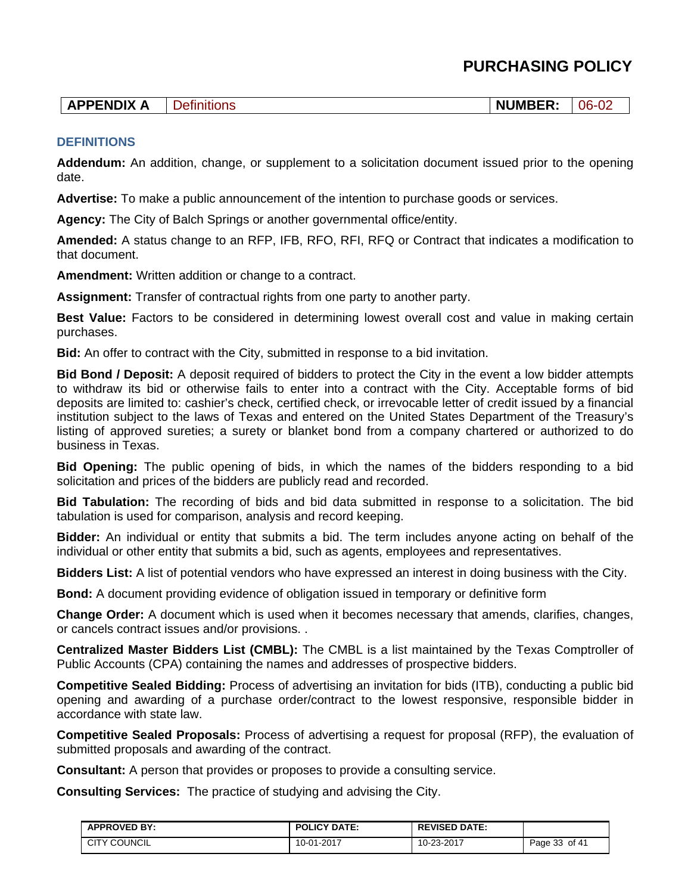| APPENDIX A | Definitions | NUMBER: | 06-02 |
|---|---|---|---|

## DEFINITIONS

**Addendum:** An addition, change, or supplement to a solicitation document issued prior to the opening date.

**Advertise:** To make a public announcement of the intention to purchase goods or services.

**Agency:** The City of Balch Springs or another governmental office/entity.

**Amended:** A status change to an RFP, IFB, RFO, RFI, RFQ or Contract that indicates a modification to that document.

**Amendment:** Written addition or change to a contract.

**Assignment:** Transfer of contractual rights from one party to another party.

**Best Value:** Factors to be considered in determining lowest overall cost and value in making certain purchases.

**Bid:** An offer to contract with the City, submitted in response to a bid invitation.

**Bid Bond / Deposit:** A deposit required of bidders to protect the City in the event a low bidder attempts to withdraw its bid or otherwise fails to enter into a contract with the City. Acceptable forms of bid deposits are limited to: cashier's check, certified check, or irrevocable letter of credit issued by a financial institution subject to the laws of Texas and entered on the United States Department of the Treasury's listing of approved sureties; a surety or blanket bond from a company chartered or authorized to do business in Texas.

**Bid Opening:** The public opening of bids, in which the names of the bidders responding to a bid solicitation and prices of the bidders are publicly read and recorded.

**Bid Tabulation:** The recording of bids and bid data submitted in response to a solicitation. The bid tabulation is used for comparison, analysis and record keeping.

**Bidder:** An individual or entity that submits a bid. The term includes anyone acting on behalf of the individual or other entity that submits a bid, such as agents, employees and representatives.

**Bidders List:** A list of potential vendors who have expressed an interest in doing business with the City.

**Bond:** A document providing evidence of obligation issued in temporary or definitive form

**Change Order:** A document which is used when it becomes necessary that amends, clarifies, changes, or cancels contract issues and/or provisions. .

**Centralized Master Bidders List (CMBL):** The CMBL is a list maintained by the Texas Comptroller of Public Accounts (CPA) containing the names and addresses of prospective bidders.

**Competitive Sealed Bidding:** Process of advertising an invitation for bids (ITB), conducting a public bid opening and awarding of a purchase order/contract to the lowest responsive, responsible bidder in accordance with state law.

**Competitive Sealed Proposals:** Process of advertising a request for proposal (RFP), the evaluation of submitted proposals and awarding of the contract.

**Consultant:** A person that provides or proposes to provide a consulting service.

**Consulting Services:** The practice of studying and advising the City.

| APPROVED BY: | POLICY DATE: | REVISED DATE: | |
|---|---|---|---|
| CITY COUNCIL | 10-01-2017 | 10-23-2017 | Page 33 of 41 |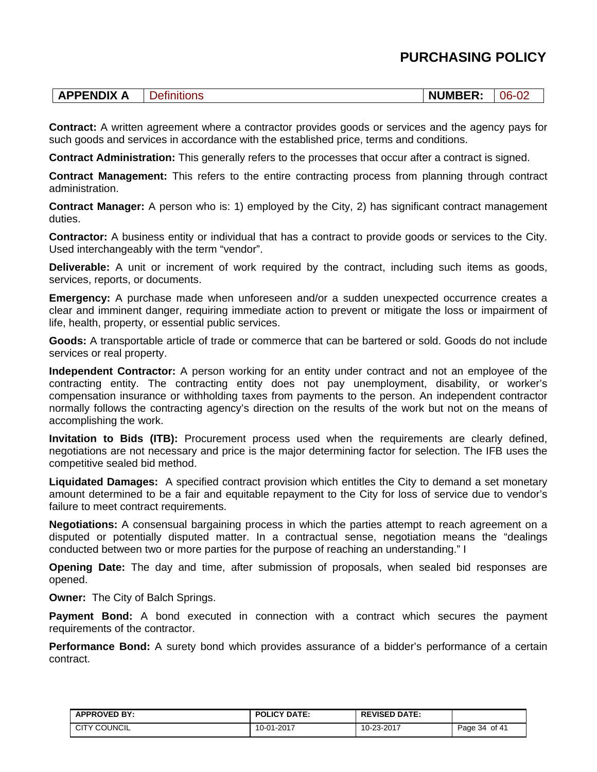| APPENDIX A | Definitions | NUMBER: | 06-02 |
| --- | --- | --- | --- |

**Contract:** A written agreement where a contractor provides goods or services and the agency pays for such goods and services in accordance with the established price, terms and conditions.

**Contract Administration:** This generally refers to the processes that occur after a contract is signed.

**Contract Management:** This refers to the entire contracting process from planning through contract administration.

**Contract Manager:** A person who is: 1) employed by the City, 2) has significant contract management duties.

**Contractor:** A business entity or individual that has a contract to provide goods or services to the City. Used interchangeably with the term "vendor".

**Deliverable:** A unit or increment of work required by the contract, including such items as goods, services, reports, or documents.

**Emergency:** A purchase made when unforeseen and/or a sudden unexpected occurrence creates a clear and imminent danger, requiring immediate action to prevent or mitigate the loss or impairment of life, health, property, or essential public services.

**Goods:** A transportable article of trade or commerce that can be bartered or sold. Goods do not include services or real property.

**Independent Contractor:** A person working for an entity under contract and not an employee of the contracting entity. The contracting entity does not pay unemployment, disability, or worker's compensation insurance or withholding taxes from payments to the person. An independent contractor normally follows the contracting agency's direction on the results of the work but not on the means of accomplishing the work.

**Invitation to Bids (ITB):** Procurement process used when the requirements are clearly defined, negotiations are not necessary and price is the major determining factor for selection. The IFB uses the competitive sealed bid method.

**Liquidated Damages:** A specified contract provision which entitles the City to demand a set monetary amount determined to be a fair and equitable repayment to the City for loss of service due to vendor's failure to meet contract requirements.

**Negotiations:** A consensual bargaining process in which the parties attempt to reach agreement on a disputed or potentially disputed matter. In a contractual sense, negotiation means the "dealings conducted between two or more parties for the purpose of reaching an understanding." I

**Opening Date:** The day and time, after submission of proposals, when sealed bid responses are opened.

**Owner:** The City of Balch Springs.

**Payment Bond:** A bond executed in connection with a contract which secures the payment requirements of the contractor.

**Performance Bond:** A surety bond which provides assurance of a bidder's performance of a certain contract.

| APPROVED BY: | POLICY DATE: | REVISED DATE: |
| --- | --- | --- |
| CITY COUNCIL | 10-01-2017 | 10-23-2017 |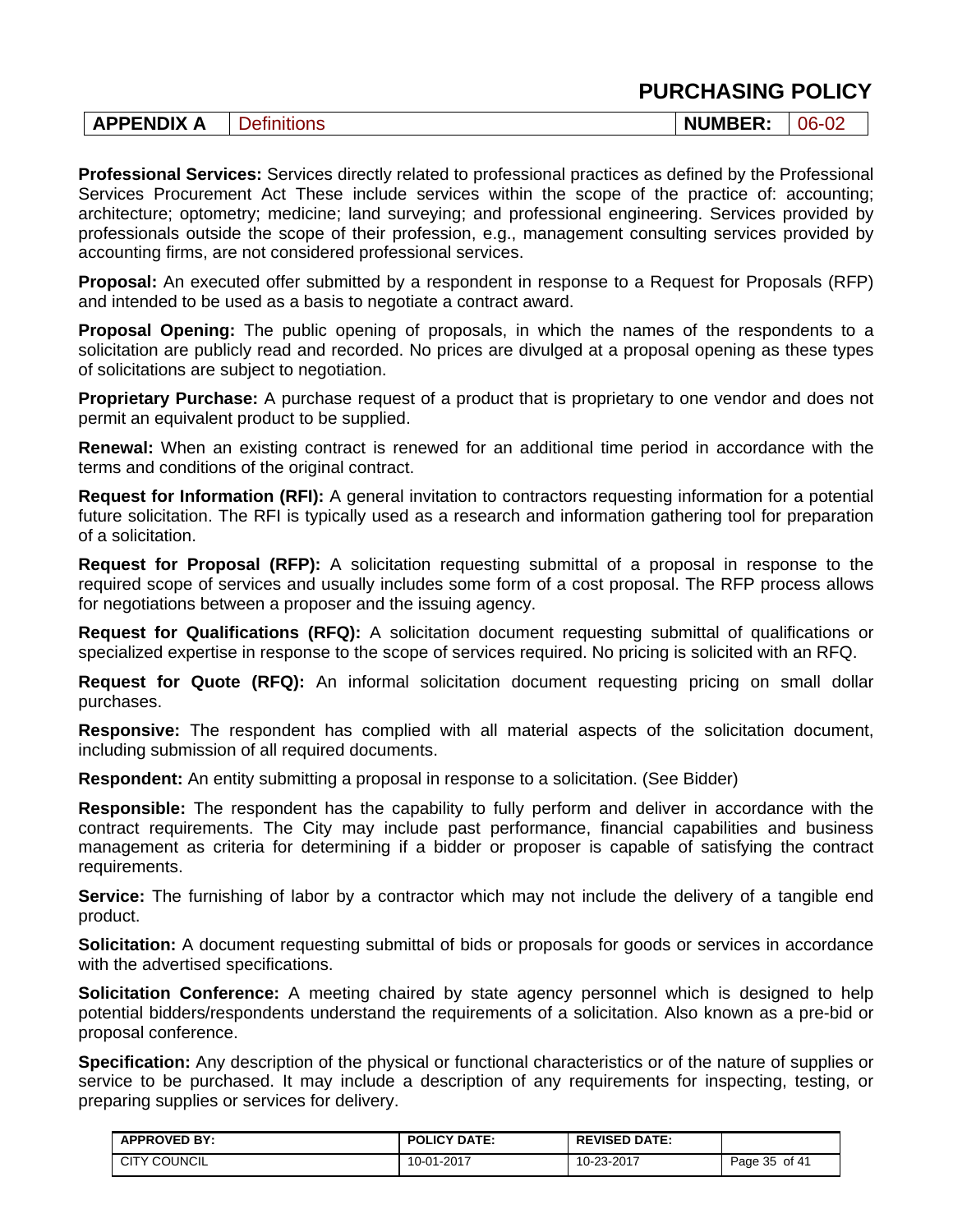**Professional Services:** Services directly related to professional practices as defined by the Professional Services Procurement Act These include services within the scope of the practice of: accounting; architecture; optometry; medicine; land surveying; and professional engineering. Services provided by professionals outside the scope of their profession, e.g., management consulting services provided by accounting firms, are not considered professional services.

**Proposal:** An executed offer submitted by a respondent in response to a Request for Proposals (RFP) and intended to be used as a basis to negotiate a contract award.

**Proposal Opening:** The public opening of proposals, in which the names of the respondents to a solicitation are publicly read and recorded. No prices are divulged at a proposal opening as these types of solicitations are subject to negotiation.

**Proprietary Purchase:** A purchase request of a product that is proprietary to one vendor and does not permit an equivalent product to be supplied.

**Renewal:** When an existing contract is renewed for an additional time period in accordance with the terms and conditions of the original contract.

**Request for Information (RFI):** A general invitation to contractors requesting information for a potential future solicitation. The RFI is typically used as a research and information gathering tool for preparation of a solicitation.

**Request for Proposal (RFP):** A solicitation requesting submittal of a proposal in response to the required scope of services and usually includes some form of a cost proposal. The RFP process allows for negotiations between a proposer and the issuing agency.

**Request for Qualifications (RFQ):** A solicitation document requesting submittal of qualifications or specialized expertise in response to the scope of services required. No pricing is solicited with an RFQ.

**Request for Quote (RFQ):** An informal solicitation document requesting pricing on small dollar purchases.

**Responsive:** The respondent has complied with all material aspects of the solicitation document, including submission of all required documents.

**Respondent:** An entity submitting a proposal in response to a solicitation. (See Bidder)

**Responsible:** The respondent has the capability to fully perform and deliver in accordance with the contract requirements. The City may include past performance, financial capabilities and business management as criteria for determining if a bidder or proposer is capable of satisfying the contract requirements.

**Service:** The furnishing of labor by a contractor which may not include the delivery of a tangible end product.

**Solicitation:** A document requesting submittal of bids or proposals for goods or services in accordance with the advertised specifications.

**Solicitation Conference:** A meeting chaired by state agency personnel which is designed to help potential bidders/respondents understand the requirements of a solicitation. Also known as a pre-bid or proposal conference.

**Specification:** Any description of the physical or functional characteristics or of the nature of supplies or service to be purchased. It may include a description of any requirements for inspecting, testing, or preparing supplies or services for delivery.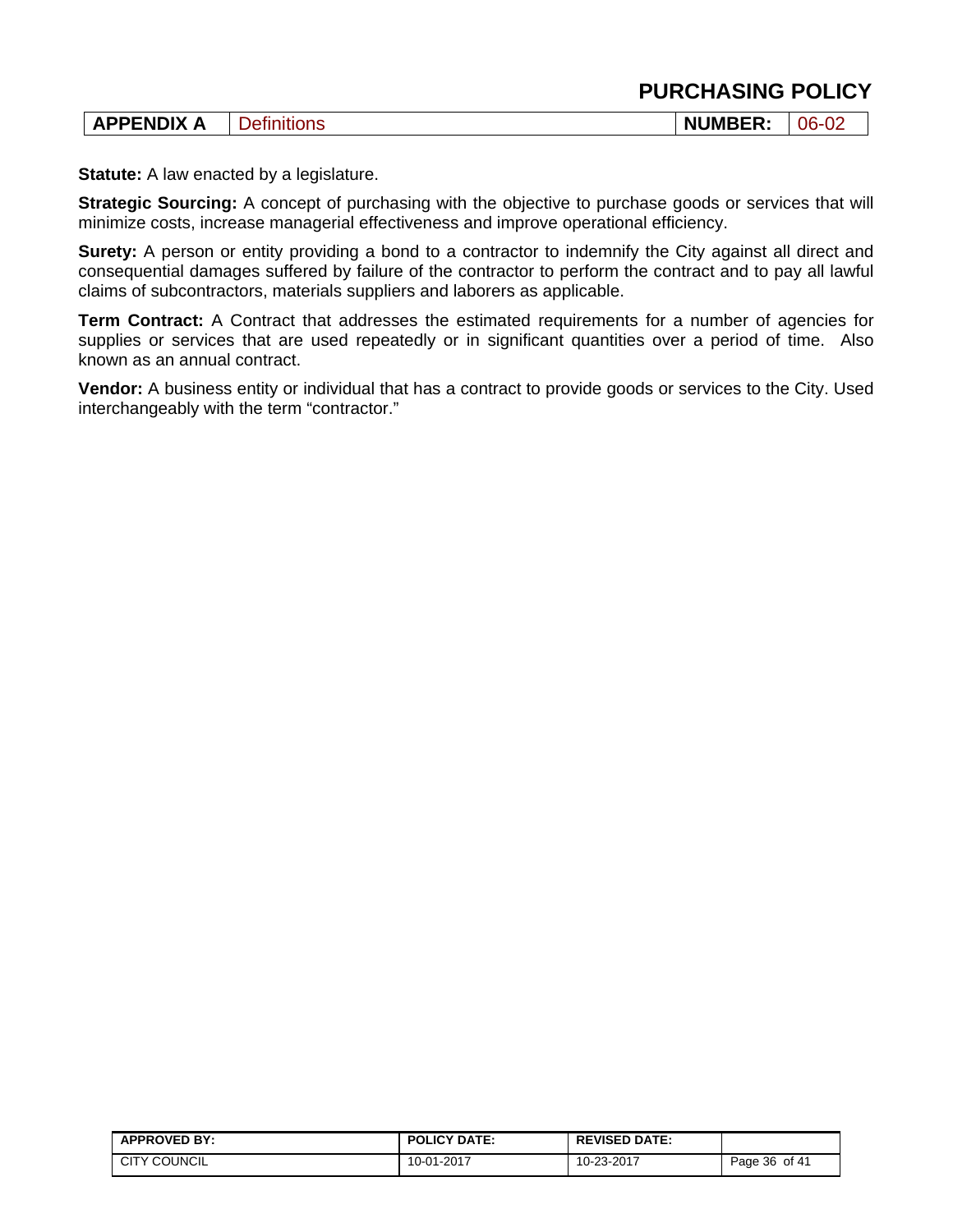**Statute:** A law enacted by a legislature.

**Strategic Sourcing:** A concept of purchasing with the objective to purchase goods or services that will minimize costs, increase managerial effectiveness and improve operational efficiency.

**Surety:** A person or entity providing a bond to a contractor to indemnify the City against all direct and consequential damages suffered by failure of the contractor to perform the contract and to pay all lawful claims of subcontractors, materials suppliers and laborers as applicable.

**Term Contract:** A Contract that addresses the estimated requirements for a number of agencies for supplies or services that are used repeatedly or in significant quantities over a period of time. Also known as an annual contract.

**Vendor:** A business entity or individual that has a contract to provide goods or services to the City. Used interchangeably with the term "contractor."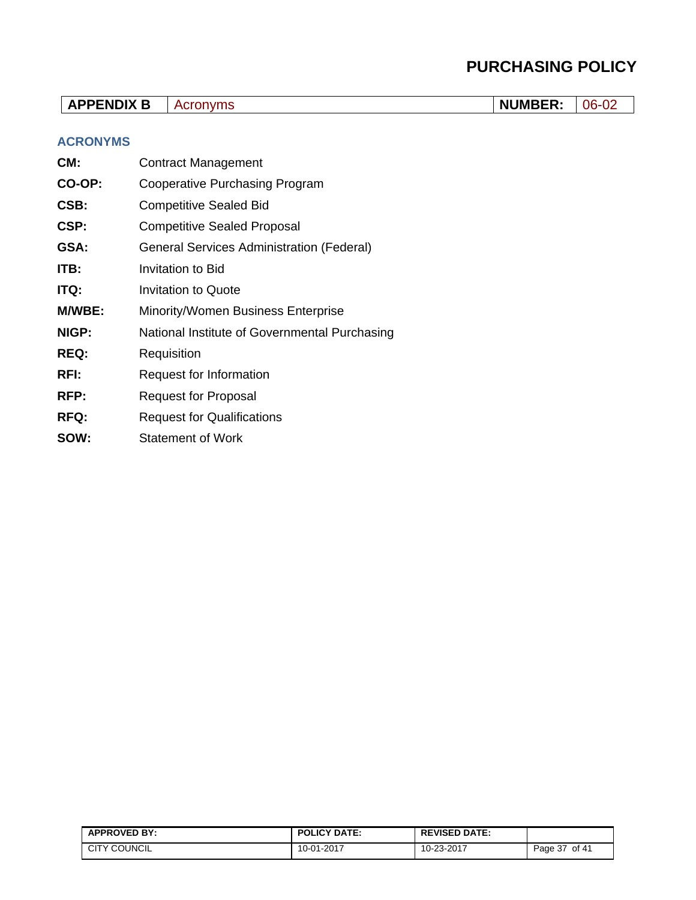| APPENDIX B | Acronyms | NUMBER: | 06-02 |
|---|---|---|---|

## ACRONYMS

**CM:** Contract Management

**CO-OP:** Cooperative Purchasing Program

**CSB:** Competitive Sealed Bid

**CSP:** Competitive Sealed Proposal

**GSA:** General Services Administration (Federal)

**ITB:** Invitation to Bid

**ITQ:** Invitation to Quote

**M/WBE:** Minority/Women Business Enterprise

**NIGP:** National Institute of Governmental Purchasing

**REQ:** Requisition

**RFI:** Request for Information

**RFP:** Request for Proposal

**RFQ:** Request for Qualifications

**SOW:** Statement of Work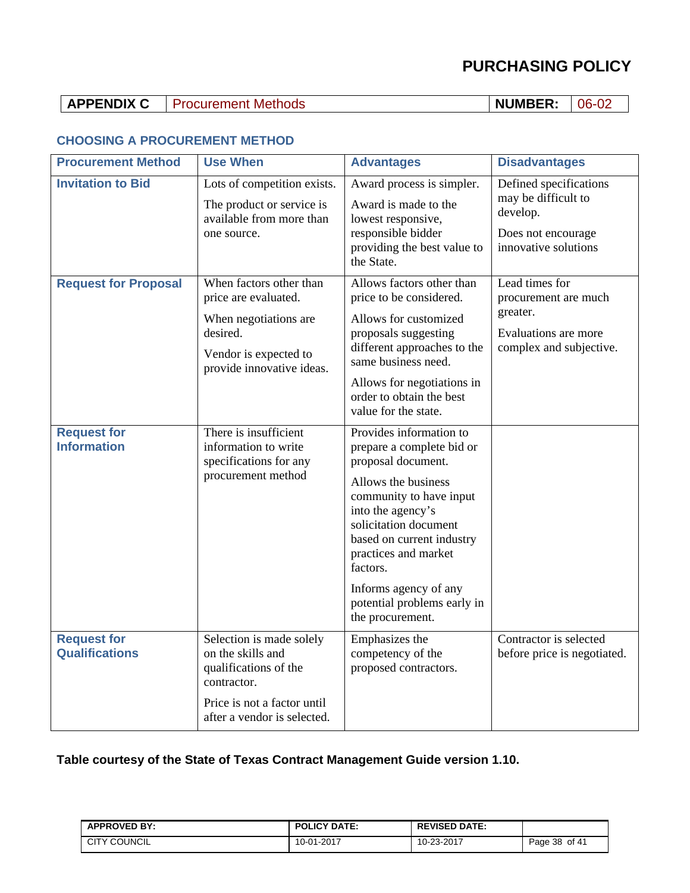# PURCHASING POLICY

| APPENDIX C | Procurement Methods | NUMBER: | 06-02 |
|---|---|---|---|

### CHOOSING A PROCUREMENT METHOD

| Procurement Method | Use When | Advantages | Disadvantages |
|---|---|---|---|
| **Invitation to Bid** | Lots of competition exists.<br><br>The product or service is available from more than one source. | Award process is simpler.<br><br>Award is made to the lowest responsive, responsible bidder providing the best value to the State. | Defined specifications may be difficult to develop.<br><br>Does not encourage innovative solutions |
| **Request for Proposal** | When factors other than price are evaluated.<br><br>When negotiations are desired.<br><br>Vendor is expected to provide innovative ideas. | Allows factors other than price to be considered.<br><br>Allows for customized proposals suggesting different approaches to the same business need.<br><br>Allows for negotiations in order to obtain the best value for the state. | Lead times for procurement are much greater.<br><br>Evaluations are more complex and subjective. |
| **Request for Information** | There is insufficient information to write specifications for any procurement method | Provides information to prepare a complete bid or proposal document.<br><br>Allows the business community to have input into the agency's solicitation document based on current industry practices and market factors.<br><br>Informs agency of any potential problems early in the procurement. | |
| **Request for Qualifications** | Selection is made solely on the skills and qualifications of the contractor.<br><br>Price is not a factor until after a vendor is selected. | Emphasizes the competency of the proposed contractors. | Contractor is selected before price is negotiated. |

**Table courtesy of the State of Texas Contract Management Guide version 1.10.**

| APPROVED BY: | POLICY DATE: | REVISED DATE: | |
|---|---|---|---|
| CITY COUNCIL | 10-01-2017 | 10-23-2017 | |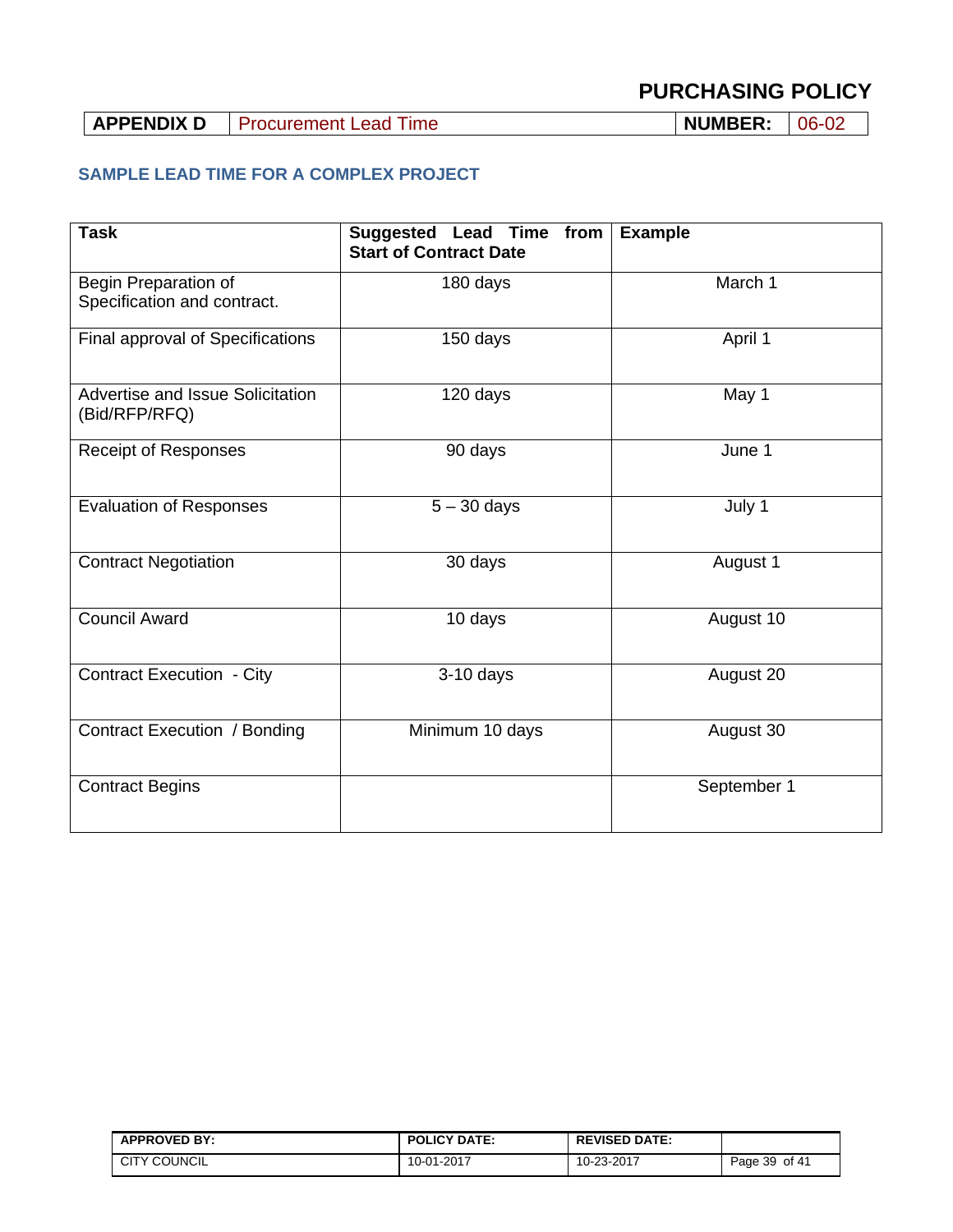# PURCHASING POLICY

| APPENDIX D | Procurement Lead Time | NUMBER: | 06-02 |
|---|---|---|---|

## SAMPLE LEAD TIME FOR A COMPLEX PROJECT

| Task | Suggested Lead Time from Start of Contract Date | Example |
|---|---|---|
| Begin Preparation of Specification and contract. | 180 days | March 1 |
| Final approval of Specifications | 150 days | April 1 |
| Advertise and Issue Solicitation (Bid/RFP/RFQ) | 120 days | May 1 |
| Receipt of Responses | 90 days | June 1 |
| Evaluation of Responses | 5 – 30 days | July 1 |
| Contract Negotiation | 30 days | August 1 |
| Council Award | 10 days | August 10 |
| Contract Execution - City | 3-10 days | August 20 |
| Contract Execution / Bonding | Minimum 10 days | August 30 |
| Contract Begins | | September 1 |

| APPROVED BY: | POLICY DATE: | REVISED DATE: |
|---|---|---|
| CITY COUNCIL | 10-01-2017 | 10-23-2017 |